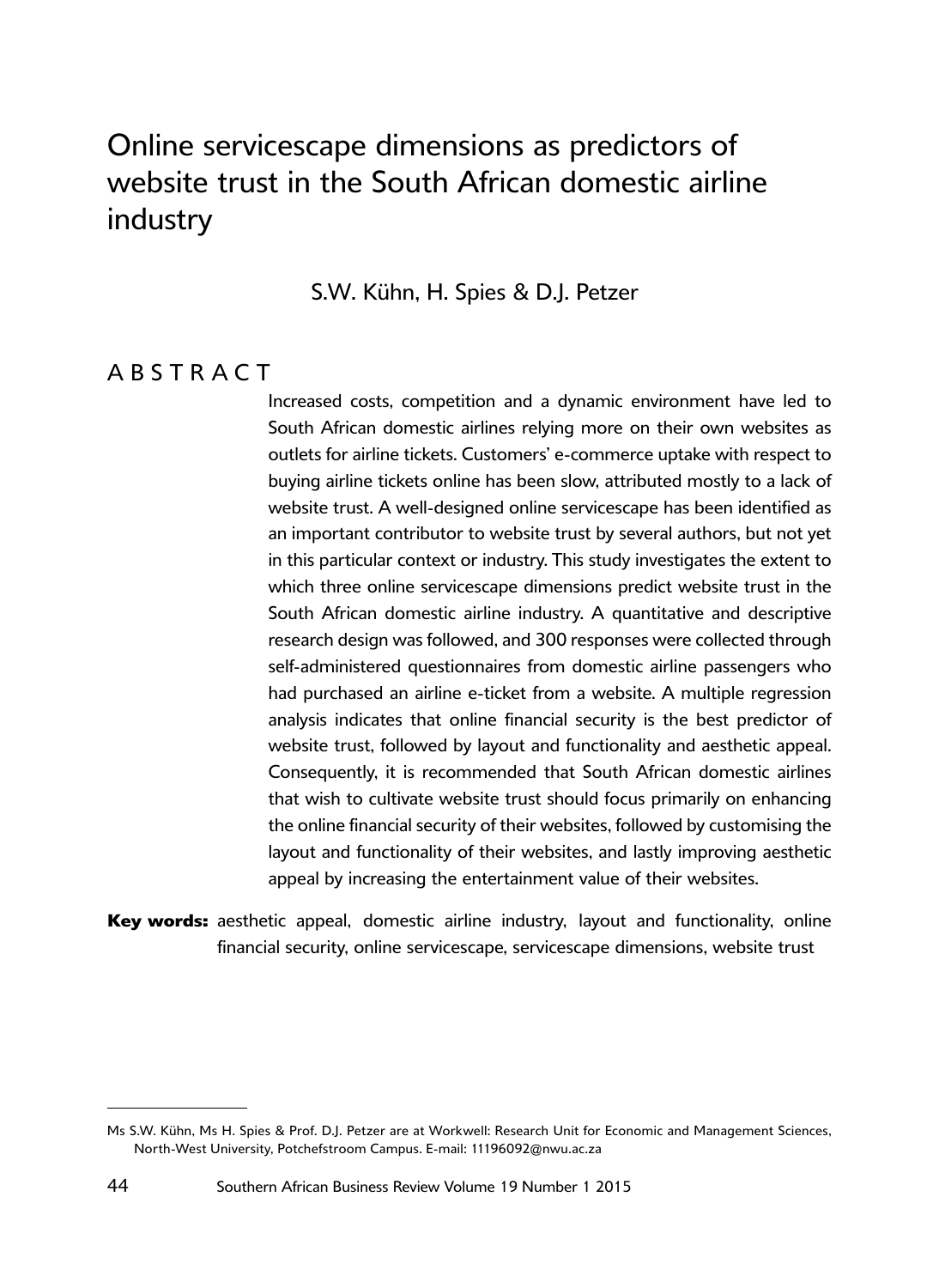# Online servicescape dimensions as predictors of website trust in the South African domestic airline industry

S.W. Kühn, H. Spies & D.J. Petzer

## ABSTRACT

Increased costs, competition and a dynamic environment have led to South African domestic airlines relying more on their own websites as outlets for airline tickets. Customers' e-commerce uptake with respect to buying airline tickets online has been slow, attributed mostly to a lack of website trust. A well-designed online servicescape has been identified as an important contributor to website trust by several authors, but not yet in this particular context or industry. This study investigates the extent to which three online servicescape dimensions predict website trust in the South African domestic airline industry. A quantitative and descriptive research design was followed, and 300 responses were collected through self-administered questionnaires from domestic airline passengers who had purchased an airline e-ticket from a website. A multiple regression analysis indicates that online financial security is the best predictor of website trust, followed by layout and functionality and aesthetic appeal. Consequently, it is recommended that South African domestic airlines that wish to cultivate website trust should focus primarily on enhancing the online financial security of their websites, followed by customising the layout and functionality of their websites, and lastly improving aesthetic appeal by increasing the entertainment value of their websites.

**Key words:** aesthetic appeal, domestic airline industry, layout and functionality, online financial security, online servicescape, servicescape dimensions, website trust

---

Ms S.W. Kühn, Ms H. Spies & Prof. D.J. Petzer are at Workwell: Research Unit for Economic and Management Sciences, North-West University, Potchefstroom Campus. E-mail: 11196092@nwu.ac.za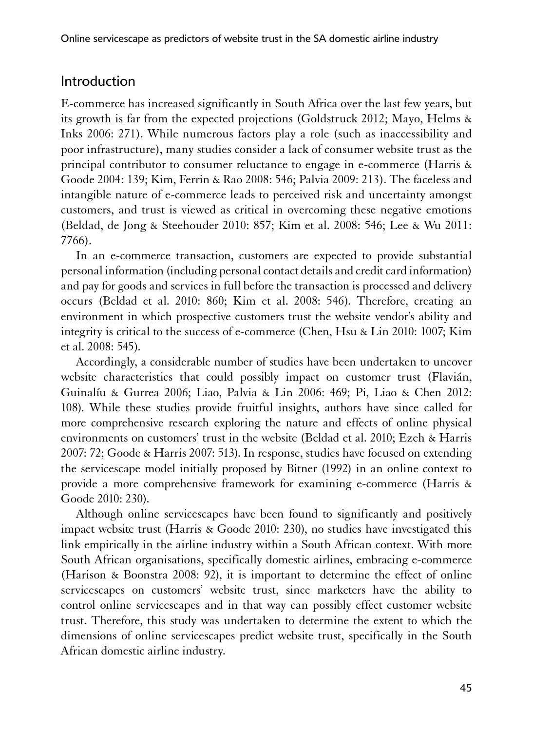## Introduction

E-commerce has increased significantly in South Africa over the last few years, but its growth is far from the expected projections (Goldstruck 2012; Mayo, Helms & Inks 2006: 271). While numerous factors play a role (such as inaccessibility and poor infrastructure), many studies consider a lack of consumer website trust as the principal contributor to consumer reluctance to engage in e-commerce (Harris & Goode 2004: 139; Kim, Ferrin & Rao 2008: 546; Palvia 2009: 213). The faceless and intangible nature of e-commerce leads to perceived risk and uncertainty amongst customers, and trust is viewed as critical in overcoming these negative emotions (Beldad, de Jong & Steehouder 2010: 857; Kim et al. 2008: 546; Lee & Wu 2011: 7766).

In an e-commerce transaction, customers are expected to provide substantial personal information (including personal contact details and credit card information) and pay for goods and services in full before the transaction is processed and delivery occurs (Beldad et al. 2010: 860; Kim et al. 2008: 546). Therefore, creating an environment in which prospective customers trust the website vendor's ability and integrity is critical to the success of e-commerce (Chen, Hsu & Lin 2010: 1007; Kim et al. 2008: 545).

Accordingly, a considerable number of studies have been undertaken to uncover website characteristics that could possibly impact on customer trust (Flavián, Guinalíu & Gurrea 2006; Liao, Palvia & Lin 2006: 469; Pi, Liao & Chen 2012: 108). While these studies provide fruitful insights, authors have since called for more comprehensive research exploring the nature and effects of online physical environments on customers' trust in the website (Beldad et al. 2010; Ezeh & Harris 2007: 72; Goode & Harris 2007: 513). In response, studies have focused on extending the servicescape model initially proposed by Bitner (1992) in an online context to provide a more comprehensive framework for examining e-commerce (Harris & Goode 2010: 230).

Although online servicescapes have been found to significantly and positively impact website trust (Harris & Goode 2010: 230), no studies have investigated this link empirically in the airline industry within a South African context. With more South African organisations, specifically domestic airlines, embracing e-commerce (Harison & Boonstra 2008: 92), it is important to determine the effect of online servicescapes on customers' website trust, since marketers have the ability to control online servicescapes and in that way can possibly effect customer website trust. Therefore, this study was undertaken to determine the extent to which the dimensions of online servicescapes predict website trust, specifically in the South African domestic airline industry.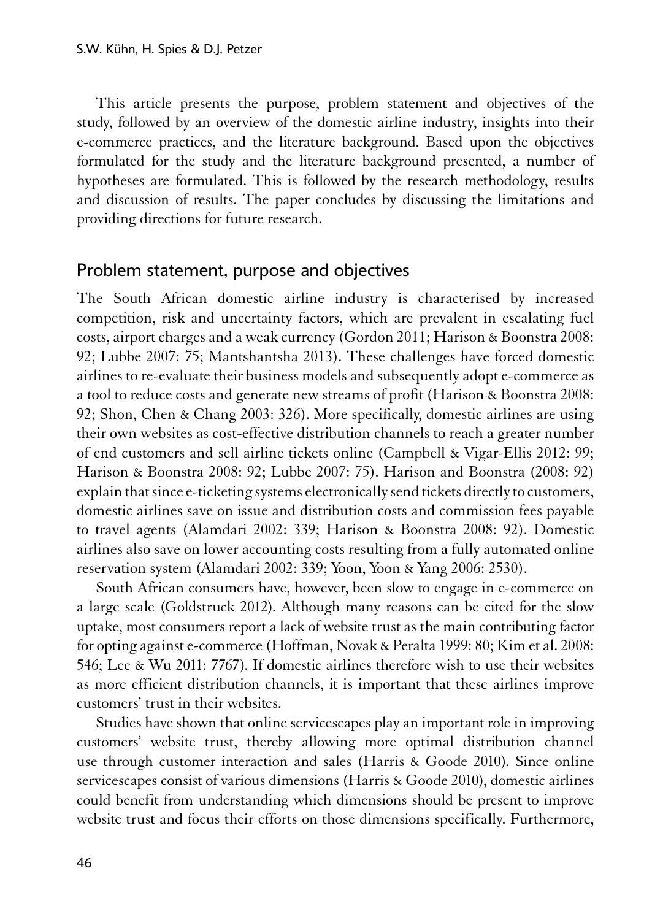This article presents the purpose, problem statement and objectives of the study, followed by an overview of the domestic airline industry, insights into their e-commerce practices, and the literature background. Based upon the objectives formulated for the study and the literature background presented, a number of hypotheses are formulated. This is followed by the research methodology, results and discussion of results. The paper concludes by discussing the limitations and providing directions for future research.

## Problem statement, purpose and objectives

The South African domestic airline industry is characterised by increased competition, risk and uncertainty factors, which are prevalent in escalating fuel costs, airport charges and a weak currency (Gordon 2011; Harison & Boonstra 2008: 92; Lubbe 2007: 75; Mantshantsha 2013). These challenges have forced domestic airlines to re-evaluate their business models and subsequently adopt e-commerce as a tool to reduce costs and generate new streams of profit (Harison & Boonstra 2008: 92; Shon, Chen & Chang 2003: 326). More specifically, domestic airlines are using their own websites as cost-effective distribution channels to reach a greater number of end customers and sell airline tickets online (Campbell & Vigar-Ellis 2012: 99; Harison & Boonstra 2008: 92; Lubbe 2007: 75). Harison and Boonstra (2008: 92) explain that since e-ticketing systems electronically send tickets directly to customers, domestic airlines save on issue and distribution costs and commission fees payable to travel agents (Alamdari 2002: 339; Harison & Boonstra 2008: 92). Domestic airlines also save on lower accounting costs resulting from a fully automated online reservation system (Alamdari 2002: 339; Yoon, Yoon & Yang 2006: 2530).

South African consumers have, however, been slow to engage in e-commerce on a large scale (Goldstruck 2012). Although many reasons can be cited for the slow uptake, most consumers report a lack of website trust as the main contributing factor for opting against e-commerce (Hoffman, Novak & Peralta 1999: 80; Kim et al. 2008: 546; Lee & Wu 2011: 7767). If domestic airlines therefore wish to use their websites as more efficient distribution channels, it is important that these airlines improve customers' trust in their websites.

Studies have shown that online servicescapes play an important role in improving customers' website trust, thereby allowing more optimal distribution channel use through customer interaction and sales (Harris & Goode 2010). Since online servicescapes consist of various dimensions (Harris & Goode 2010), domestic airlines could benefit from understanding which dimensions should be present to improve website trust and focus their efforts on those dimensions specifically. Furthermore,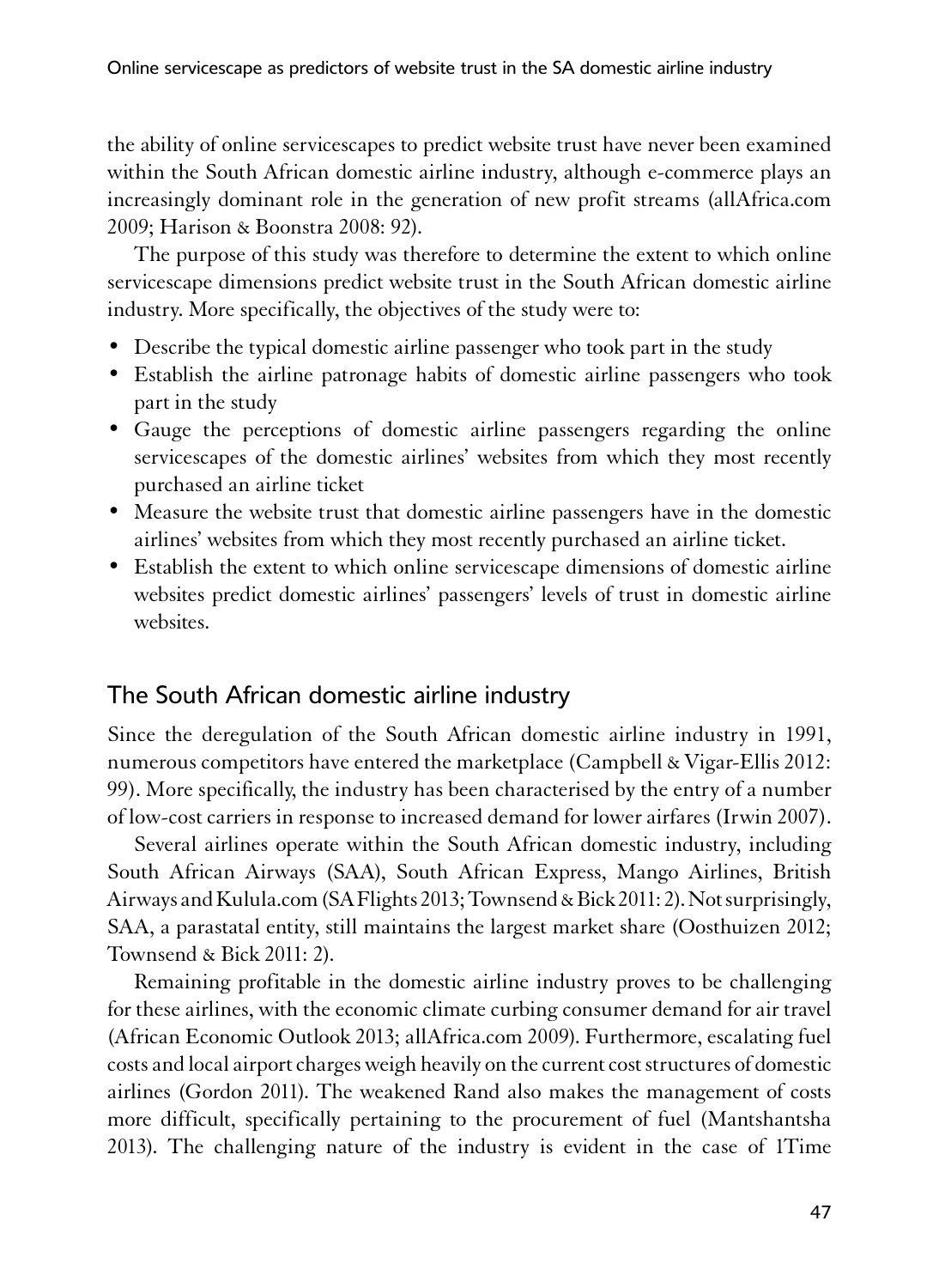the ability of online servicescapes to predict website trust have never been examined within the South African domestic airline industry, although e-commerce plays an increasingly dominant role in the generation of new profit streams (allAfrica.com 2009; Harison & Boonstra 2008: 92).

The purpose of this study was therefore to determine the extent to which online servicescape dimensions predict website trust in the South African domestic airline industry. More specifically, the objectives of the study were to:

- Describe the typical domestic airline passenger who took part in the study
- Establish the airline patronage habits of domestic airline passengers who took part in the study
- Gauge the perceptions of domestic airline passengers regarding the online servicescapes of the domestic airlines' websites from which they most recently purchased an airline ticket
- Measure the website trust that domestic airline passengers have in the domestic airlines' websites from which they most recently purchased an airline ticket.
- Establish the extent to which online servicescape dimensions of domestic airline websites predict domestic airlines' passengers' levels of trust in domestic airline websites.

## The South African domestic airline industry

Since the deregulation of the South African domestic airline industry in 1991, numerous competitors have entered the marketplace (Campbell & Vigar-Ellis 2012: 99). More specifically, the industry has been characterised by the entry of a number of low-cost carriers in response to increased demand for lower airfares (Irwin 2007).

Several airlines operate within the South African domestic industry, including South African Airways (SAA), South African Express, Mango Airlines, British Airways and Kulula.com (SA Flights 2013; Townsend & Bick 2011: 2). Not surprisingly, SAA, a parastatal entity, still maintains the largest market share (Oosthuizen 2012; Townsend & Bick 2011: 2).

Remaining profitable in the domestic airline industry proves to be challenging for these airlines, with the economic climate curbing consumer demand for air travel (African Economic Outlook 2013; allAfrica.com 2009). Furthermore, escalating fuel costs and local airport charges weigh heavily on the current cost structures of domestic airlines (Gordon 2011). The weakened Rand also makes the management of costs more difficult, specifically pertaining to the procurement of fuel (Mantshantsha 2013). The challenging nature of the industry is evident in the case of 1Time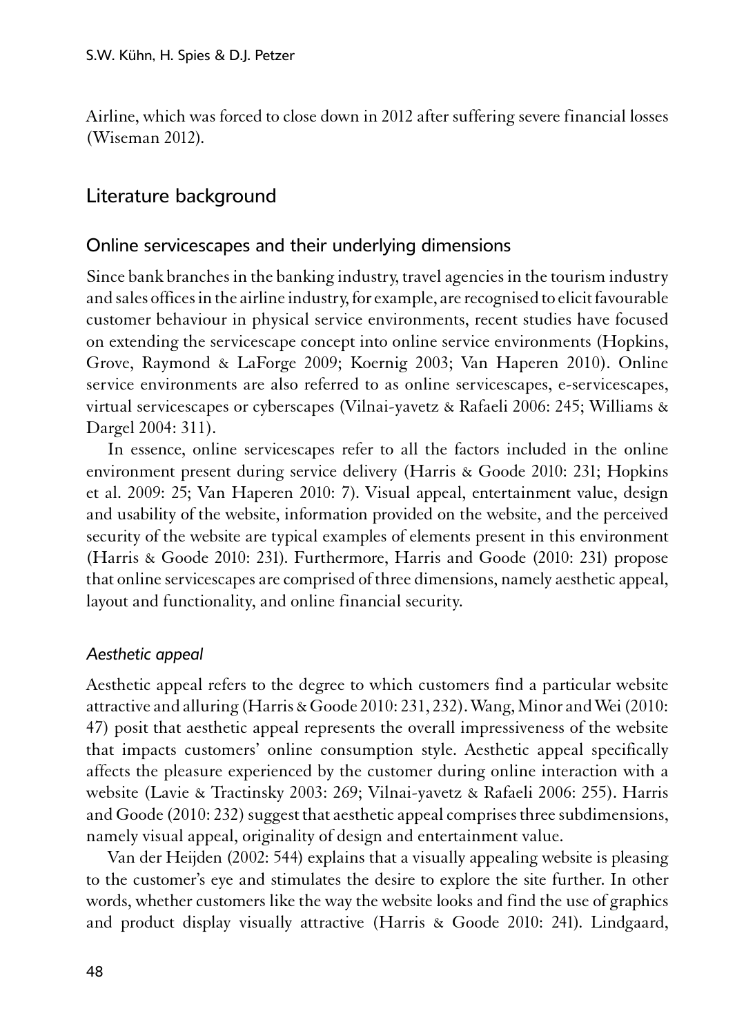Airline, which was forced to close down in 2012 after suffering severe financial losses (Wiseman 2012).

## Literature background

### Online servicescapes and their underlying dimensions

Since bank branches in the banking industry, travel agencies in the tourism industry and sales offices in the airline industry, for example, are recognised to elicit favourable customer behaviour in physical service environments, recent studies have focused on extending the servicescape concept into online service environments (Hopkins, Grove, Raymond & LaForge 2009; Koernig 2003; Van Haperen 2010). Online service environments are also referred to as online servicescapes, e-servicescapes, virtual servicescapes or cyberscapes (Vilnai-yavetz & Rafaeli 2006: 245; Williams & Dargel 2004: 311).

In essence, online servicescapes refer to all the factors included in the online environment present during service delivery (Harris & Goode 2010: 231; Hopkins et al. 2009: 25; Van Haperen 2010: 7). Visual appeal, entertainment value, design and usability of the website, information provided on the website, and the perceived security of the website are typical examples of elements present in this environment (Harris & Goode 2010: 231). Furthermore, Harris and Goode (2010: 231) propose that online servicescapes are comprised of three dimensions, namely aesthetic appeal, layout and functionality, and online financial security.

#### *Aesthetic appeal*

Aesthetic appeal refers to the degree to which customers find a particular website attractive and alluring (Harris & Goode 2010: 231, 232). Wang, Minor and Wei (2010: 47) posit that aesthetic appeal represents the overall impressiveness of the website that impacts customers' online consumption style. Aesthetic appeal specifically affects the pleasure experienced by the customer during online interaction with a website (Lavie & Tractinsky 2003: 269; Vilnai-yavetz & Rafaeli 2006: 255). Harris and Goode (2010: 232) suggest that aesthetic appeal comprises three subdimensions, namely visual appeal, originality of design and entertainment value.

Van der Heijden (2002: 544) explains that a visually appealing website is pleasing to the customer's eye and stimulates the desire to explore the site further. In other words, whether customers like the way the website looks and find the use of graphics and product display visually attractive (Harris & Goode 2010: 241). Lindgaard,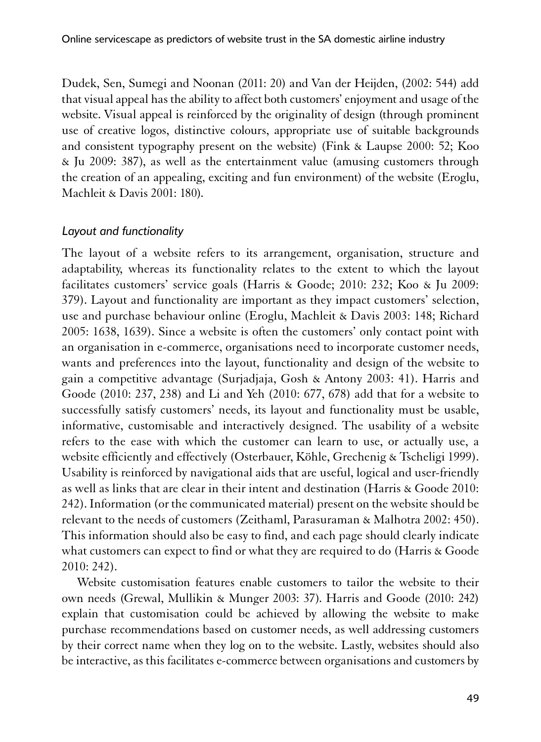Dudek, Sen, Sumegi and Noonan (2011: 20) and Van der Heijden, (2002: 544) add that visual appeal has the ability to affect both customers' enjoyment and usage of the website. Visual appeal is reinforced by the originality of design (through prominent use of creative logos, distinctive colours, appropriate use of suitable backgrounds and consistent typography present on the website) (Fink & Laupse 2000: 52; Koo & Ju 2009: 387), as well as the entertainment value (amusing customers through the creation of an appealing, exciting and fun environment) of the website (Eroglu, Machleit & Davis 2001: 180).

### *Layout and functionality*

The layout of a website refers to its arrangement, organisation, structure and adaptability, whereas its functionality relates to the extent to which the layout facilitates customers' service goals (Harris & Goode; 2010: 232; Koo & Ju 2009: 379). Layout and functionality are important as they impact customers' selection, use and purchase behaviour online (Eroglu, Machleit & Davis 2003: 148; Richard 2005: 1638, 1639). Since a website is often the customers' only contact point with an organisation in e-commerce, organisations need to incorporate customer needs, wants and preferences into the layout, functionality and design of the website to gain a competitive advantage (Surjadjaja, Gosh & Antony 2003: 41). Harris and Goode (2010: 237, 238) and Li and Yeh (2010: 677, 678) add that for a website to successfully satisfy customers' needs, its layout and functionality must be usable, informative, customisable and interactively designed. The usability of a website refers to the ease with which the customer can learn to use, or actually use, a website efficiently and effectively (Osterbauer, Köhle, Grechenig & Tscheligi 1999). Usability is reinforced by navigational aids that are useful, logical and user-friendly as well as links that are clear in their intent and destination (Harris & Goode 2010: 242). Information (or the communicated material) present on the website should be relevant to the needs of customers (Zeithaml, Parasuraman & Malhotra 2002: 450). This information should also be easy to find, and each page should clearly indicate what customers can expect to find or what they are required to do (Harris & Goode 2010: 242).

Website customisation features enable customers to tailor the website to their own needs (Grewal, Mullikin & Munger 2003: 37). Harris and Goode (2010: 242) explain that customisation could be achieved by allowing the website to make purchase recommendations based on customer needs, as well addressing customers by their correct name when they log on to the website. Lastly, websites should also be interactive, as this facilitates e-commerce between organisations and customers by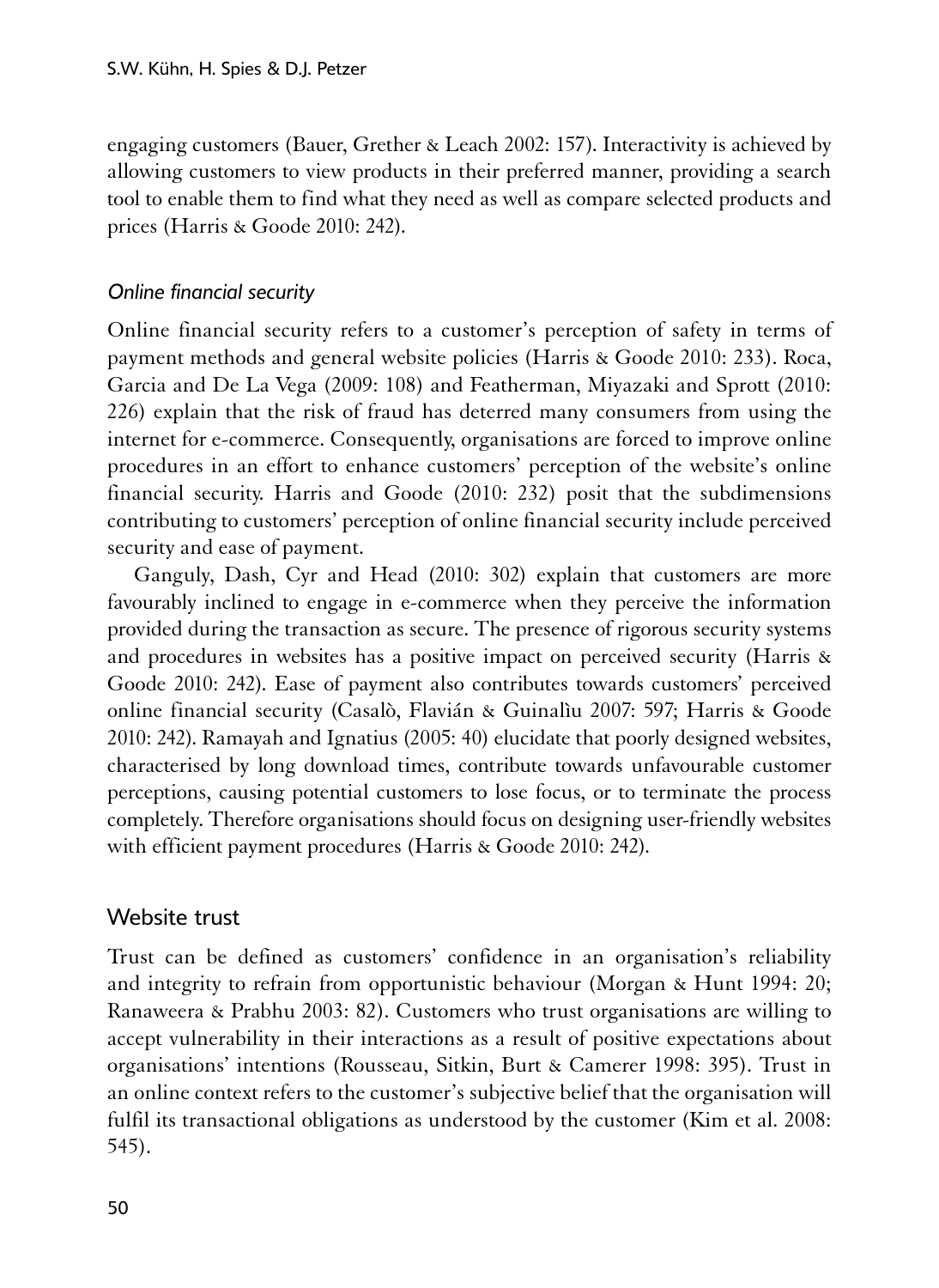engaging customers (Bauer, Grether & Leach 2002: 157). Interactivity is achieved by allowing customers to view products in their preferred manner, providing a search tool to enable them to find what they need as well as compare selected products and prices (Harris & Goode 2010: 242).

### *Online financial security*

Online financial security refers to a customer's perception of safety in terms of payment methods and general website policies (Harris & Goode 2010: 233). Roca, Garcia and De La Vega (2009: 108) and Featherman, Miyazaki and Sprott (2010: 226) explain that the risk of fraud has deterred many consumers from using the internet for e-commerce. Consequently, organisations are forced to improve online procedures in an effort to enhance customers' perception of the website's online financial security. Harris and Goode (2010: 232) posit that the subdimensions contributing to customers' perception of online financial security include perceived security and ease of payment.

Ganguly, Dash, Cyr and Head (2010: 302) explain that customers are more favourably inclined to engage in e-commerce when they perceive the information provided during the transaction as secure. The presence of rigorous security systems and procedures in websites has a positive impact on perceived security (Harris & Goode 2010: 242). Ease of payment also contributes towards customers' perceived online financial security (Casalò, Flavián & Guinalìu 2007: 597; Harris & Goode 2010: 242). Ramayah and Ignatius (2005: 40) elucidate that poorly designed websites, characterised by long download times, contribute towards unfavourable customer perceptions, causing potential customers to lose focus, or to terminate the process completely. Therefore organisations should focus on designing user-friendly websites with efficient payment procedures (Harris & Goode 2010: 242).

## Website trust

Trust can be defined as customers' confidence in an organisation's reliability and integrity to refrain from opportunistic behaviour (Morgan & Hunt 1994: 20; Ranaweera & Prabhu 2003: 82). Customers who trust organisations are willing to accept vulnerability in their interactions as a result of positive expectations about organisations' intentions (Rousseau, Sitkin, Burt & Camerer 1998: 395). Trust in an online context refers to the customer's subjective belief that the organisation will fulfil its transactional obligations as understood by the customer (Kim et al. 2008: 545).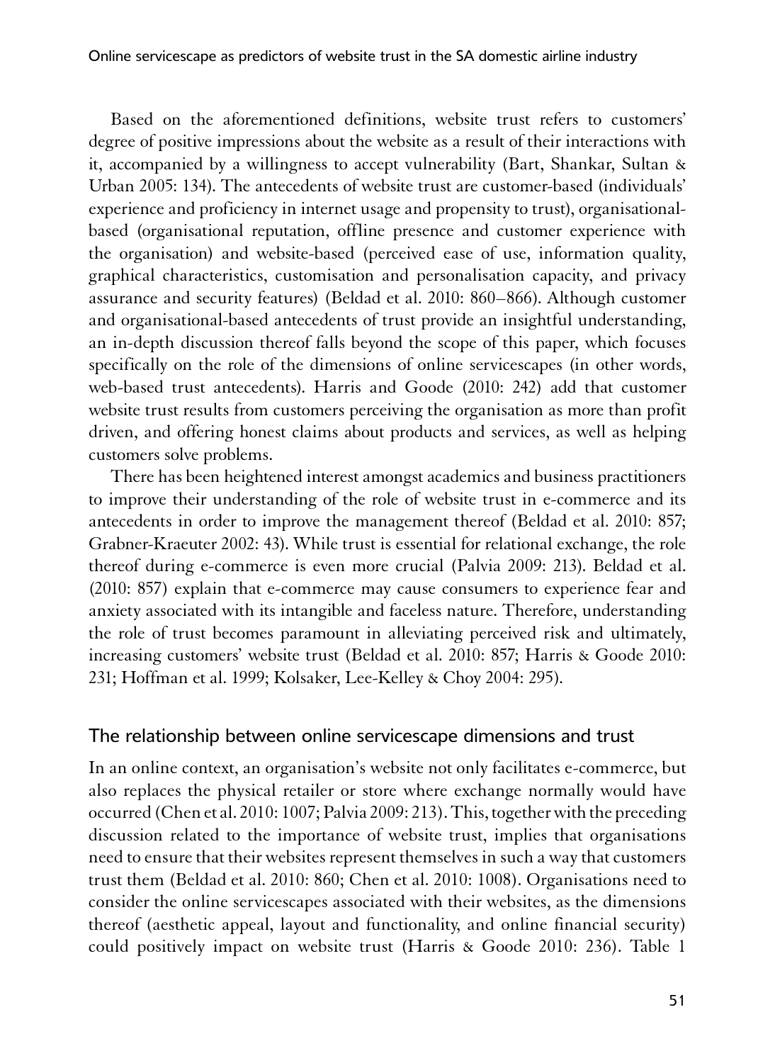Based on the aforementioned definitions, website trust refers to customers' degree of positive impressions about the website as a result of their interactions with it, accompanied by a willingness to accept vulnerability (Bart, Shankar, Sultan & Urban 2005: 134). The antecedents of website trust are customer-based (individuals' experience and proficiency in internet usage and propensity to trust), organisational-based (organisational reputation, offline presence and customer experience with the organisation) and website-based (perceived ease of use, information quality, graphical characteristics, customisation and personalisation capacity, and privacy assurance and security features) (Beldad et al. 2010: 860–866). Although customer and organisational-based antecedents of trust provide an insightful understanding, an in-depth discussion thereof falls beyond the scope of this paper, which focuses specifically on the role of the dimensions of online servicescapes (in other words, web-based trust antecedents). Harris and Goode (2010: 242) add that customer website trust results from customers perceiving the organisation as more than profit driven, and offering honest claims about products and services, as well as helping customers solve problems.

There has been heightened interest amongst academics and business practitioners to improve their understanding of the role of website trust in e-commerce and its antecedents in order to improve the management thereof (Beldad et al. 2010: 857; Grabner-Kraeuter 2002: 43). While trust is essential for relational exchange, the role thereof during e-commerce is even more crucial (Palvia 2009: 213). Beldad et al. (2010: 857) explain that e-commerce may cause consumers to experience fear and anxiety associated with its intangible and faceless nature. Therefore, understanding the role of trust becomes paramount in alleviating perceived risk and ultimately, increasing customers' website trust (Beldad et al. 2010: 857; Harris & Goode 2010: 231; Hoffman et al. 1999; Kolsaker, Lee-Kelley & Choy 2004: 295).

## The relationship between online servicescape dimensions and trust

In an online context, an organisation's website not only facilitates e-commerce, but also replaces the physical retailer or store where exchange normally would have occurred (Chen et al. 2010: 1007; Palvia 2009: 213). This, together with the preceding discussion related to the importance of website trust, implies that organisations need to ensure that their websites represent themselves in such a way that customers trust them (Beldad et al. 2010: 860; Chen et al. 2010: 1008). Organisations need to consider the online servicescapes associated with their websites, as the dimensions thereof (aesthetic appeal, layout and functionality, and online financial security) could positively impact on website trust (Harris & Goode 2010: 236). Table 1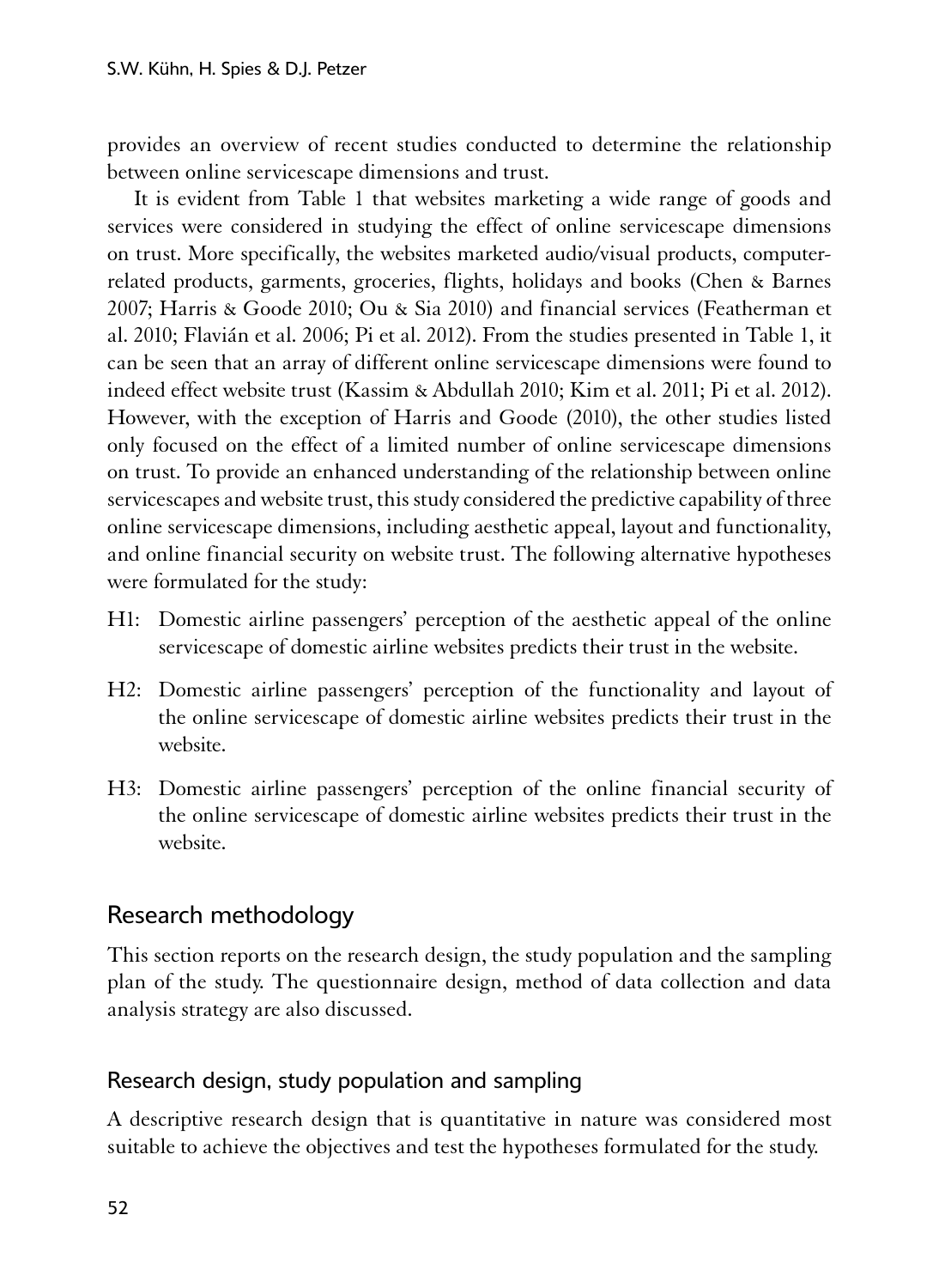provides an overview of recent studies conducted to determine the relationship between online servicescape dimensions and trust.

It is evident from Table 1 that websites marketing a wide range of goods and services were considered in studying the effect of online servicescape dimensions on trust. More specifically, the websites marketed audio/visual products, computer-related products, garments, groceries, flights, holidays and books (Chen & Barnes 2007; Harris & Goode 2010; Ou & Sia 2010) and financial services (Featherman et al. 2010; Flavián et al. 2006; Pi et al. 2012). From the studies presented in Table 1, it can be seen that an array of different online servicescape dimensions were found to indeed effect website trust (Kassim & Abdullah 2010; Kim et al. 2011; Pi et al. 2012). However, with the exception of Harris and Goode (2010), the other studies listed only focused on the effect of a limited number of online servicescape dimensions on trust. To provide an enhanced understanding of the relationship between online servicescapes and website trust, this study considered the predictive capability of three online servicescape dimensions, including aesthetic appeal, layout and functionality, and online financial security on website trust. The following alternative hypotheses were formulated for the study:

- H1: Domestic airline passengers' perception of the aesthetic appeal of the online servicescape of domestic airline websites predicts their trust in the website.
- H2: Domestic airline passengers' perception of the functionality and layout of the online servicescape of domestic airline websites predicts their trust in the website.
- H3: Domestic airline passengers' perception of the online financial security of the online servicescape of domestic airline websites predicts their trust in the website.

## Research methodology

This section reports on the research design, the study population and the sampling plan of the study. The questionnaire design, method of data collection and data analysis strategy are also discussed.

### Research design, study population and sampling

A descriptive research design that is quantitative in nature was considered most suitable to achieve the objectives and test the hypotheses formulated for the study.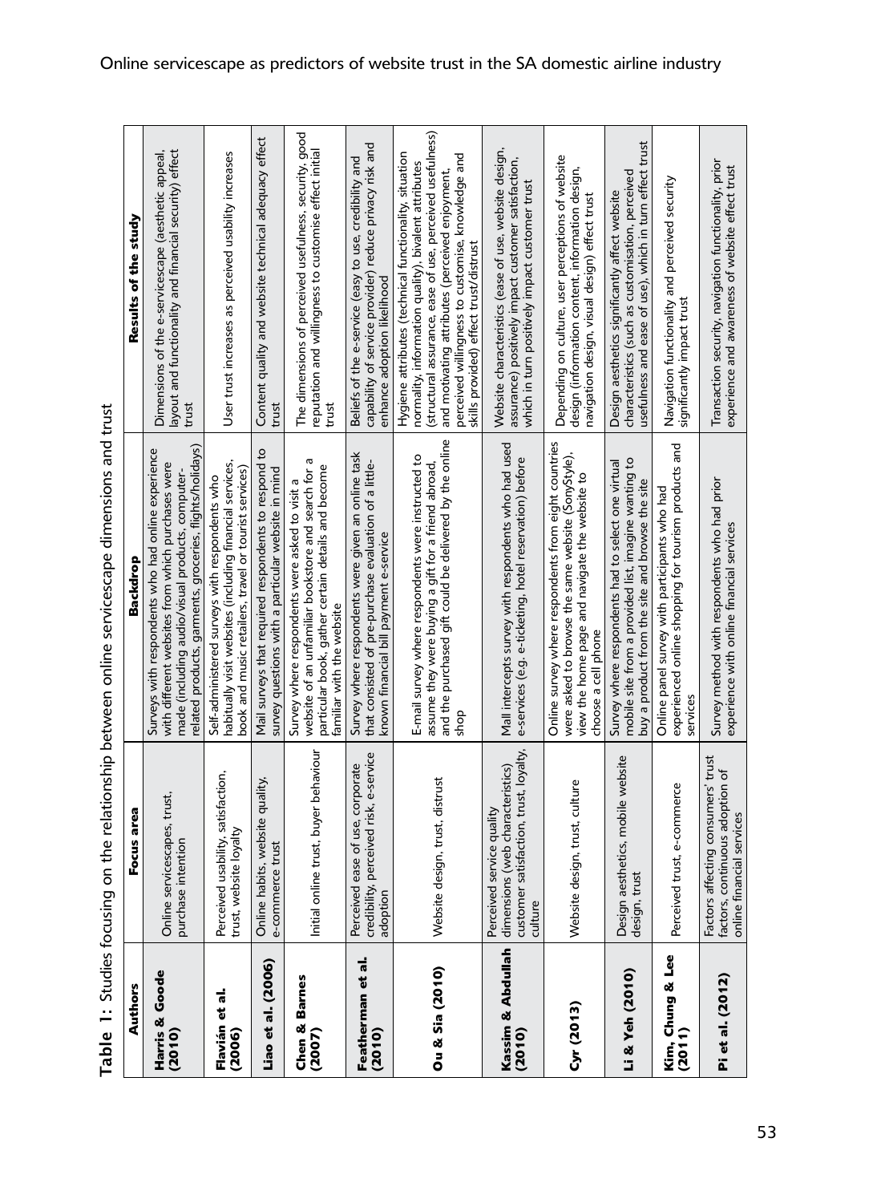Table 1: Studies focusing on the relationship between online servicescape dimensions and trust

| Authors | Focus area | Backdrop | Results of the study |
|---|---|---|---|
| **Harris & Goode (2010)** | Online servicescapes, trust, purchase intention | Surveys with respondents who had online experience with different websites from which purchases were made (including audio/visual products, computer-related products, garments, groceries, flights/holidays) | Dimensions of the e-servicescape (aesthetic appeal, layout and functionality and financial security) effect trust |
| **Flavián et al. (2006)** | Perceived usability, satisfaction, trust, website loyalty | Self-administered surveys with respondents who habitually visit websites (including financial services, book and music retailers, travel or tourist services) | User trust increases as perceived usability increases |
| **Liao et al. (2006)** | Online habits, website quality, e-commerce trust | Mail surveys that required respondents to respond to survey questions with a particular website in mind | Content quality and website technical adequacy effect trust |
| **Chen & Barnes (2007)** | Initial online trust, buyer behaviour | Survey where respondents were asked to visit a website of an unfamiliar bookstore and search for a particular book, gather certain details and become familiar with the website | The dimensions of perceived usefulness, security, good reputation and willingness to customise effect initial trust |
| **Featherman et al. (2010)** | Perceived ease of use, corporate credibility, perceived risk, e-service adoption | Survey where respondents were given an online task that consisted of pre-purchase evaluation of a little-known financial bill payment e-service | Beliefs of the e-service (easy to use, credibility and capability of service provider) reduce privacy risk and enhance adoption likelihood |
| **Ou & Sia (2010)** | Website design, trust, distrust | E-mail survey where respondents were instructed to assume they were buying a gift for a friend abroad, and the purchased gift could be delivered by the online shop | Hygiene attributes (technical functionality, situation normality, information quality), bivalent attributes (structural assurance, ease of use, perceived usefulness) and motivating attributes (perceived enjoyment, perceived willingness to customise, knowledge and skills provided) effect trust/distrust |
| **Kassim & Abdullah (2010)** | Perceived service quality dimensions (web characteristics) customer satisfaction, trust, loyalty, culture | Mall intercepts survey with respondents who had used e-services (e.g. e-ticketing, hotel reservation) before | Website characteristics (ease of use, website design, assurance) positively impact customer satisfaction, which in turn positively impact customer trust |
| **Cyr (2013)** | Website design, trust, culture | Online survey where respondents from eight countries were asked to browse the same website (SonyStyle), view the home page and navigate the website to choose a cell phone | Depending on culture, user perceptions of website design (information content, information design, navigation design, visual design) effect trust |
| **Li & Yeh (2010)** | Design aesthetics, mobile website design, trust | Survey where respondents had to select one virtual mobile site from a provided list, imagine wanting to buy a product from the site and browse the site | Design aesthetics significantly affect website characteristics (such as customisation, perceived usefulness and ease of use), which in turn effect trust |
| **Kim, Chung & Lee (2011)** | Perceived trust, e-commerce | Online panel survey with participants who had experienced online shopping for tourism products and services | Navigation functionality and perceived security significantly impact trust |
| **Pi et al. (2012)** | Factors affecting consumers' trust factors, continuous adoption of online financial services | Survey method with respondents who had prior experience with online financial services | Transaction security, navigation functionality, prior experience and awareness of website effect trust |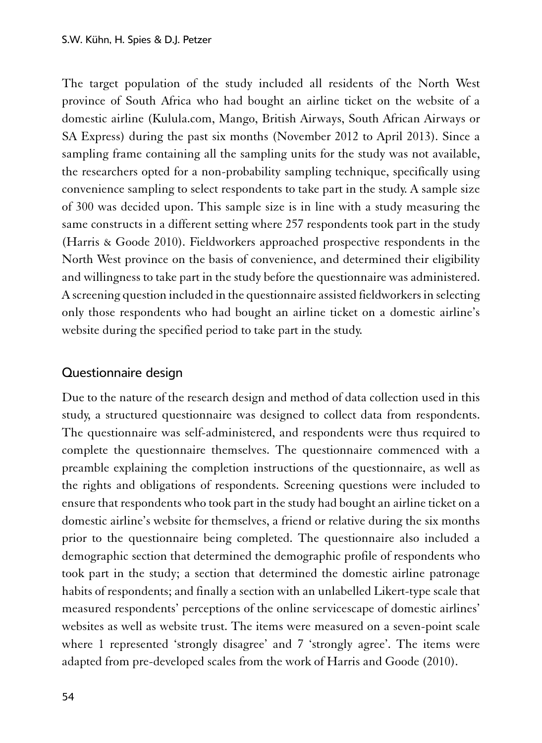The target population of the study included all residents of the North West province of South Africa who had bought an airline ticket on the website of a domestic airline (Kulula.com, Mango, British Airways, South African Airways or SA Express) during the past six months (November 2012 to April 2013). Since a sampling frame containing all the sampling units for the study was not available, the researchers opted for a non-probability sampling technique, specifically using convenience sampling to select respondents to take part in the study. A sample size of 300 was decided upon. This sample size is in line with a study measuring the same constructs in a different setting where 257 respondents took part in the study (Harris & Goode 2010). Fieldworkers approached prospective respondents in the North West province on the basis of convenience, and determined their eligibility and willingness to take part in the study before the questionnaire was administered. A screening question included in the questionnaire assisted fieldworkers in selecting only those respondents who had bought an airline ticket on a domestic airline's website during the specified period to take part in the study.

## Questionnaire design

Due to the nature of the research design and method of data collection used in this study, a structured questionnaire was designed to collect data from respondents. The questionnaire was self-administered, and respondents were thus required to complete the questionnaire themselves. The questionnaire commenced with a preamble explaining the completion instructions of the questionnaire, as well as the rights and obligations of respondents. Screening questions were included to ensure that respondents who took part in the study had bought an airline ticket on a domestic airline's website for themselves, a friend or relative during the six months prior to the questionnaire being completed. The questionnaire also included a demographic section that determined the demographic profile of respondents who took part in the study; a section that determined the domestic airline patronage habits of respondents; and finally a section with an unlabelled Likert-type scale that measured respondents' perceptions of the online servicescape of domestic airlines' websites as well as website trust. The items were measured on a seven-point scale where 1 represented 'strongly disagree' and 7 'strongly agree'. The items were adapted from pre-developed scales from the work of Harris and Goode (2010).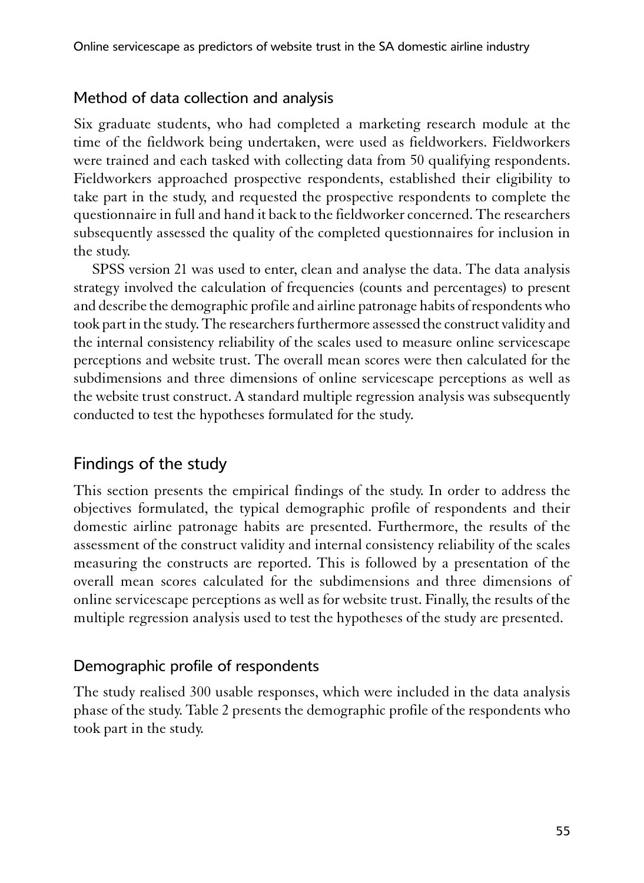## Method of data collection and analysis

Six graduate students, who had completed a marketing research module at the time of the fieldwork being undertaken, were used as fieldworkers. Fieldworkers were trained and each tasked with collecting data from 50 qualifying respondents. Fieldworkers approached prospective respondents, established their eligibility to take part in the study, and requested the prospective respondents to complete the questionnaire in full and hand it back to the fieldworker concerned. The researchers subsequently assessed the quality of the completed questionnaires for inclusion in the study.

SPSS version 21 was used to enter, clean and analyse the data. The data analysis strategy involved the calculation of frequencies (counts and percentages) to present and describe the demographic profile and airline patronage habits of respondents who took part in the study. The researchers furthermore assessed the construct validity and the internal consistency reliability of the scales used to measure online servicescape perceptions and website trust. The overall mean scores were then calculated for the subdimensions and three dimensions of online servicescape perceptions as well as the website trust construct. A standard multiple regression analysis was subsequently conducted to test the hypotheses formulated for the study.

# Findings of the study

This section presents the empirical findings of the study. In order to address the objectives formulated, the typical demographic profile of respondents and their domestic airline patronage habits are presented. Furthermore, the results of the assessment of the construct validity and internal consistency reliability of the scales measuring the constructs are reported. This is followed by a presentation of the overall mean scores calculated for the subdimensions and three dimensions of online servicescape perceptions as well as for website trust. Finally, the results of the multiple regression analysis used to test the hypotheses of the study are presented.

## Demographic profile of respondents

The study realised 300 usable responses, which were included in the data analysis phase of the study. Table 2 presents the demographic profile of the respondents who took part in the study.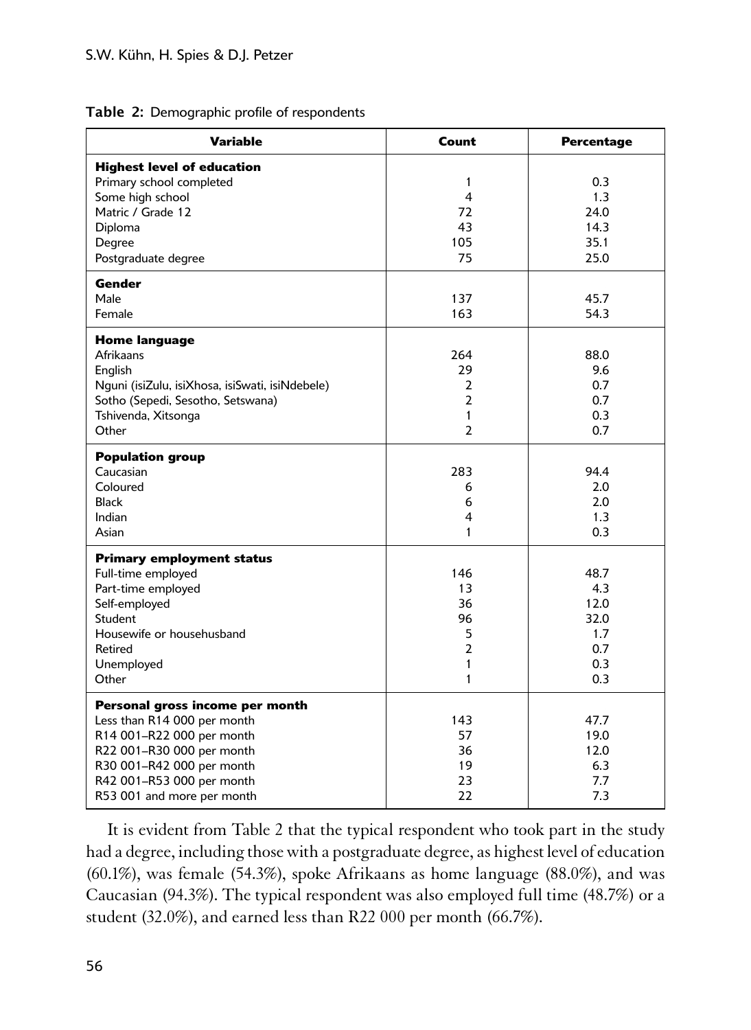**Table 2:** Demographic profile of respondents

| Variable | Count | Percentage |
|---|---|---|
| **Highest level of education** | | |
| Primary school completed | 1 | 0.3 |
| Some high school | 4 | 1.3 |
| Matric / Grade 12 | 72 | 24.0 |
| Diploma | 43 | 14.3 |
| Degree | 105 | 35.1 |
| Postgraduate degree | 75 | 25.0 |
| **Gender** | | |
| Male | 137 | 45.7 |
| Female | 163 | 54.3 |
| **Home language** | | |
| Afrikaans | 264 | 88.0 |
| English | 29 | 9.6 |
| Nguni (isiZulu, isiXhosa, isiSwati, isiNdebele) | 2 | 0.7 |
| Sotho (Sepedi, Sesotho, Setswana) | 2 | 0.7 |
| Tshivenda, Xitsonga | 1 | 0.3 |
| Other | 2 | 0.7 |
| **Population group** | | |
| Caucasian | 283 | 94.4 |
| Coloured | 6 | 2.0 |
| Black | 6 | 2.0 |
| Indian | 4 | 1.3 |
| Asian | 1 | 0.3 |
| **Primary employment status** | | |
| Full-time employed | 146 | 48.7 |
| Part-time employed | 13 | 4.3 |
| Self-employed | 36 | 12.0 |
| Student | 96 | 32.0 |
| Housewife or househusband | 5 | 1.7 |
| Retired | 2 | 0.7 |
| Unemployed | 1 | 0.3 |
| Other | 1 | 0.3 |
| **Personal gross income per month** | | |
| Less than R14 000 per month | 143 | 47.7 |
| R14 001–R22 000 per month | 57 | 19.0 |
| R22 001–R30 000 per month | 36 | 12.0 |
| R30 001–R42 000 per month | 19 | 6.3 |
| R42 001–R53 000 per month | 23 | 7.7 |
| R53 001 and more per month | 22 | 7.3 |

It is evident from Table 2 that the typical respondent who took part in the study had a degree, including those with a postgraduate degree, as highest level of education (60.1%), was female (54.3%), spoke Afrikaans as home language (88.0%), and was Caucasian (94.3%). The typical respondent was also employed full time (48.7%) or a student (32.0%), and earned less than R22 000 per month (66.7%).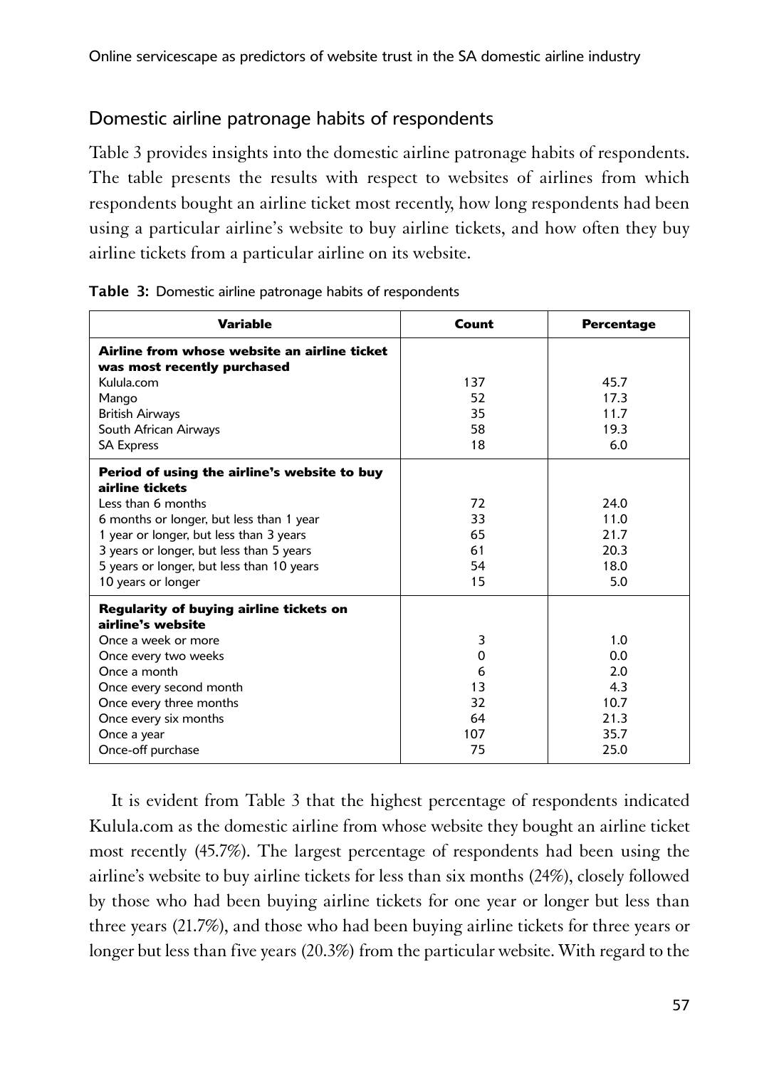## Domestic airline patronage habits of respondents

Table 3 provides insights into the domestic airline patronage habits of respondents. The table presents the results with respect to websites of airlines from which respondents bought an airline ticket most recently, how long respondents had been using a particular airline's website to buy airline tickets, and how often they buy airline tickets from a particular airline on its website.

**Table 3:** Domestic airline patronage habits of respondents

| Variable | Count | Percentage |
|---|---|---|
| **Airline from whose website an airline ticket was most recently purchased** | | |
| Kulula.com | 137 | 45.7 |
| Mango | 52 | 17.3 |
| British Airways | 35 | 11.7 |
| South African Airways | 58 | 19.3 |
| SA Express | 18 | 6.0 |
| **Period of using the airline's website to buy airline tickets** | | |
| Less than 6 months | 72 | 24.0 |
| 6 months or longer, but less than 1 year | 33 | 11.0 |
| 1 year or longer, but less than 3 years | 65 | 21.7 |
| 3 years or longer, but less than 5 years | 61 | 20.3 |
| 5 years or longer, but less than 10 years | 54 | 18.0 |
| 10 years or longer | 15 | 5.0 |
| **Regularity of buying airline tickets on airline's website** | | |
| Once a week or more | 3 | 1.0 |
| Once every two weeks | 0 | 0.0 |
| Once a month | 6 | 2.0 |
| Once every second month | 13 | 4.3 |
| Once every three months | 32 | 10.7 |
| Once every six months | 64 | 21.3 |
| Once a year | 107 | 35.7 |
| Once-off purchase | 75 | 25.0 |

It is evident from Table 3 that the highest percentage of respondents indicated Kulula.com as the domestic airline from whose website they bought an airline ticket most recently (45.7%). The largest percentage of respondents had been using the airline's website to buy airline tickets for less than six months (24%), closely followed by those who had been buying airline tickets for one year or longer but less than three years (21.7%), and those who had been buying airline tickets for three years or longer but less than five years (20.3%) from the particular website. With regard to the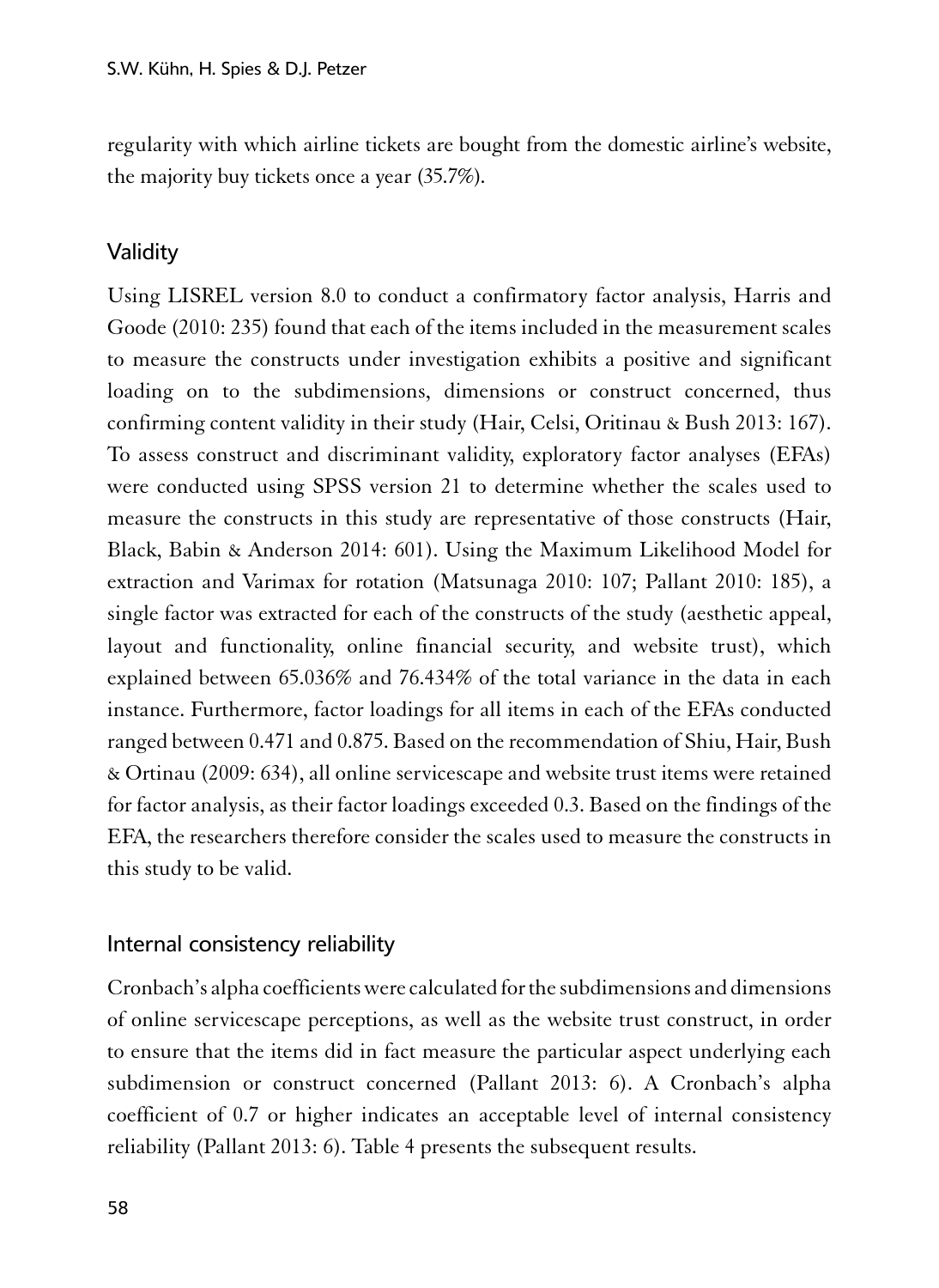regularity with which airline tickets are bought from the domestic airline's website, the majority buy tickets once a year (35.7%).

## Validity

Using LISREL version 8.0 to conduct a confirmatory factor analysis, Harris and Goode (2010: 235) found that each of the items included in the measurement scales to measure the constructs under investigation exhibits a positive and significant loading on to the subdimensions, dimensions or construct concerned, thus confirming content validity in their study (Hair, Celsi, Oritinau & Bush 2013: 167). To assess construct and discriminant validity, exploratory factor analyses (EFAs) were conducted using SPSS version 21 to determine whether the scales used to measure the constructs in this study are representative of those constructs (Hair, Black, Babin & Anderson 2014: 601). Using the Maximum Likelihood Model for extraction and Varimax for rotation (Matsunaga 2010: 107; Pallant 2010: 185), a single factor was extracted for each of the constructs of the study (aesthetic appeal, layout and functionality, online financial security, and website trust), which explained between 65.036% and 76.434% of the total variance in the data in each instance. Furthermore, factor loadings for all items in each of the EFAs conducted ranged between 0.471 and 0.875. Based on the recommendation of Shiu, Hair, Bush & Ortinau (2009: 634), all online servicescape and website trust items were retained for factor analysis, as their factor loadings exceeded 0.3. Based on the findings of the EFA, the researchers therefore consider the scales used to measure the constructs in this study to be valid.

## Internal consistency reliability

Cronbach's alpha coefficients were calculated for the subdimensions and dimensions of online servicescape perceptions, as well as the website trust construct, in order to ensure that the items did in fact measure the particular aspect underlying each subdimension or construct concerned (Pallant 2013: 6). A Cronbach's alpha coefficient of 0.7 or higher indicates an acceptable level of internal consistency reliability (Pallant 2013: 6). Table 4 presents the subsequent results.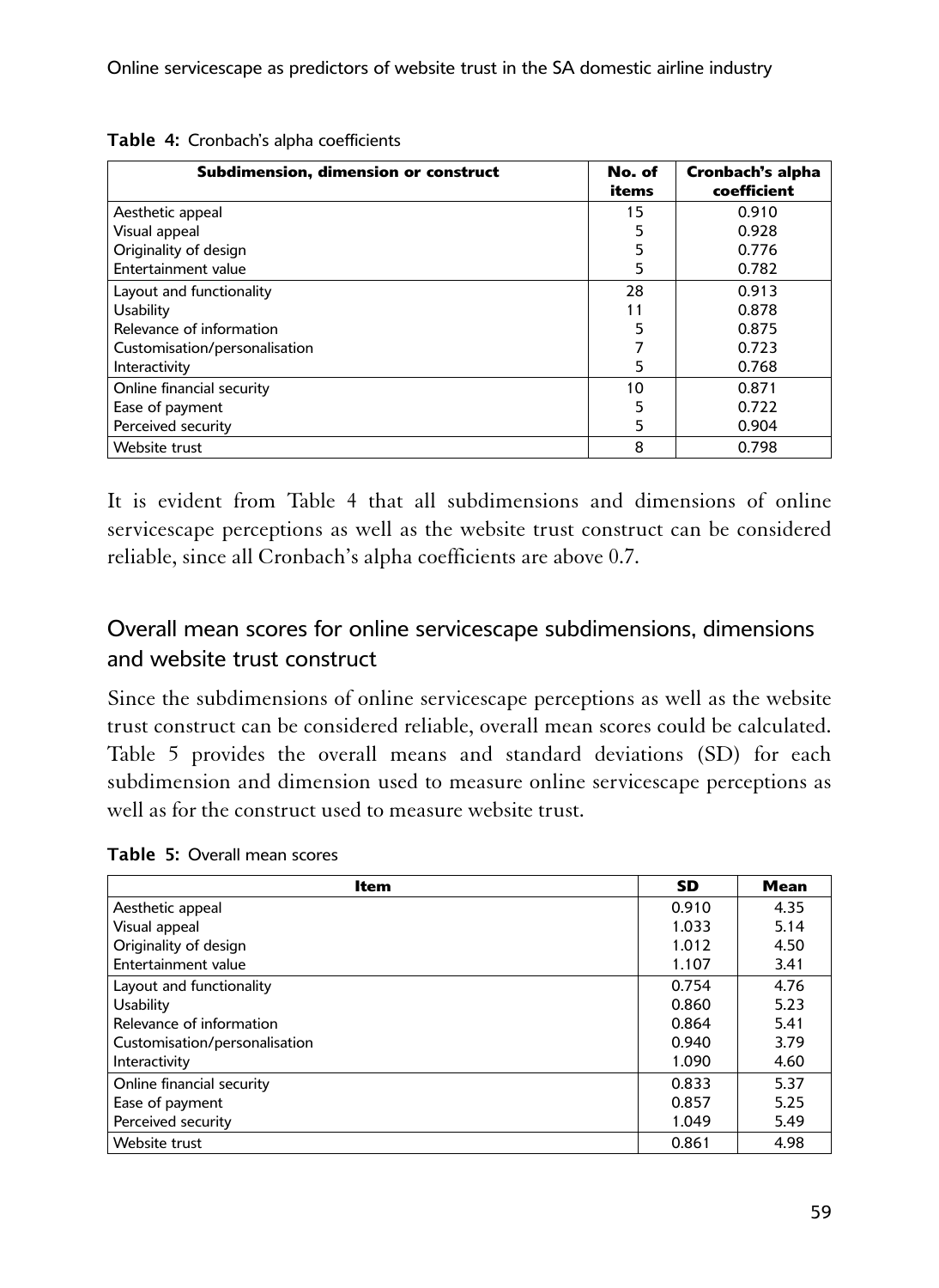**Table 4:** Cronbach's alpha coefficients

| Subdimension, dimension or construct | No. of items | Cronbach's alpha coefficient |
|---|---|---|
| Aesthetic appeal | 15 | 0.910 |
| Visual appeal | 5 | 0.928 |
| Originality of design | 5 | 0.776 |
| Entertainment value | 5 | 0.782 |
| Layout and functionality | 28 | 0.913 |
| Usability | 11 | 0.878 |
| Relevance of information | 5 | 0.875 |
| Customisation/personalisation | 7 | 0.723 |
| Interactivity | 5 | 0.768 |
| Online financial security | 10 | 0.871 |
| Ease of payment | 5 | 0.722 |
| Perceived security | 5 | 0.904 |
| Website trust | 8 | 0.798 |

It is evident from Table 4 that all subdimensions and dimensions of online servicescape perceptions as well as the website trust construct can be considered reliable, since all Cronbach's alpha coefficients are above 0.7.

## Overall mean scores for online servicescape subdimensions, dimensions and website trust construct

Since the subdimensions of online servicescape perceptions as well as the website trust construct can be considered reliable, overall mean scores could be calculated. Table 5 provides the overall means and standard deviations (SD) for each subdimension and dimension used to measure online servicescape perceptions as well as for the construct used to measure website trust.

**Table 5:** Overall mean scores

| Item | SD | Mean |
|---|---|---|
| Aesthetic appeal | 0.910 | 4.35 |
| Visual appeal | 1.033 | 5.14 |
| Originality of design | 1.012 | 4.50 |
| Entertainment value | 1.107 | 3.41 |
| Layout and functionality | 0.754 | 4.76 |
| Usability | 0.860 | 5.23 |
| Relevance of information | 0.864 | 5.41 |
| Customisation/personalisation | 0.940 | 3.79 |
| Interactivity | 1.090 | 4.60 |
| Online financial security | 0.833 | 5.37 |
| Ease of payment | 0.857 | 5.25 |
| Perceived security | 1.049 | 5.49 |
| Website trust | 0.861 | 4.98 |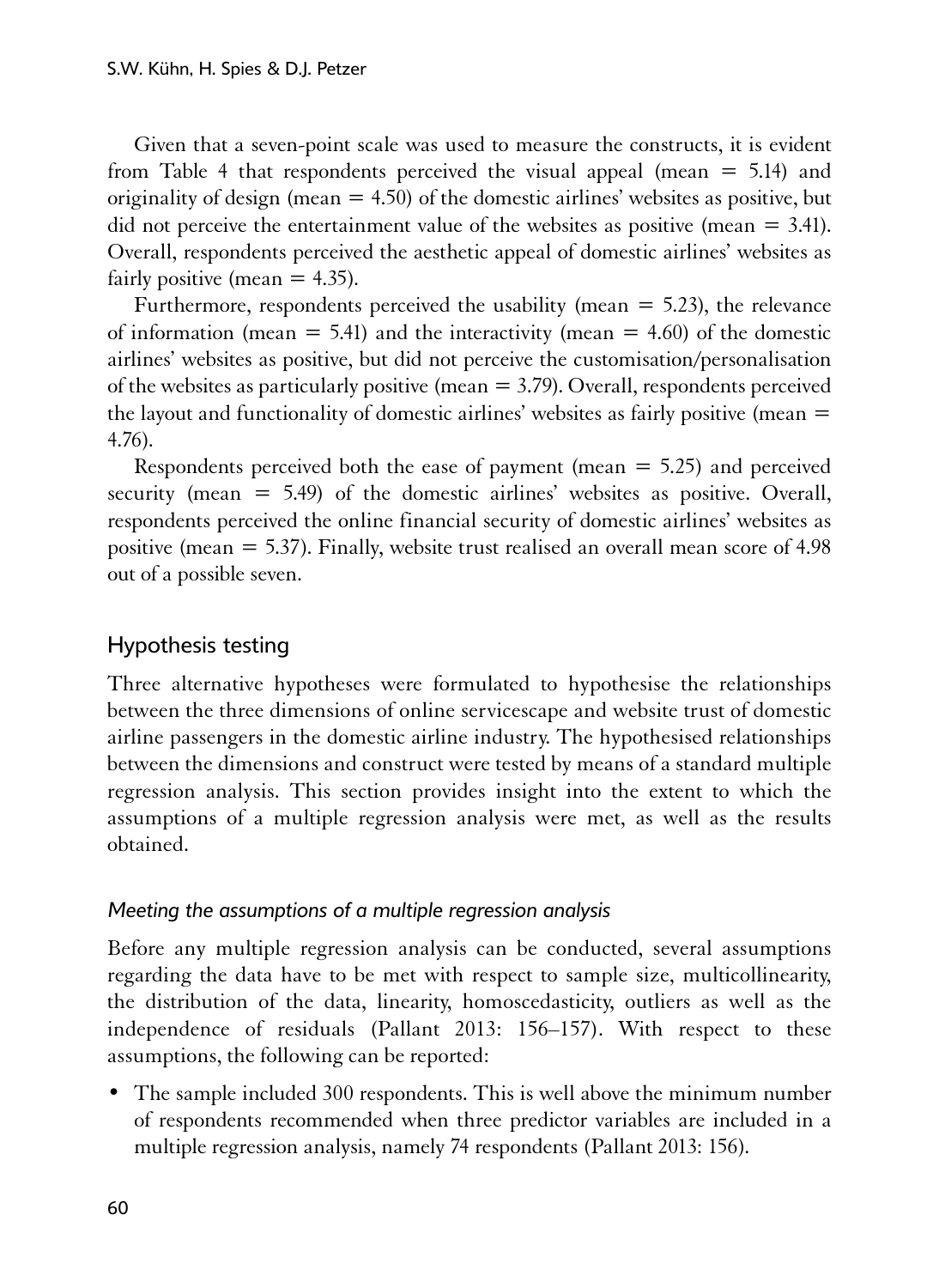Given that a seven-point scale was used to measure the constructs, it is evident from Table 4 that respondents perceived the visual appeal (mean = 5.14) and originality of design (mean = 4.50) of the domestic airlines' websites as positive, but did not perceive the entertainment value of the websites as positive (mean = 3.41). Overall, respondents perceived the aesthetic appeal of domestic airlines' websites as fairly positive (mean = 4.35).

Furthermore, respondents perceived the usability (mean = 5.23), the relevance of information (mean = 5.41) and the interactivity (mean = 4.60) of the domestic airlines' websites as positive, but did not perceive the customisation/personalisation of the websites as particularly positive (mean = 3.79). Overall, respondents perceived the layout and functionality of domestic airlines' websites as fairly positive (mean = 4.76).

Respondents perceived both the ease of payment (mean = 5.25) and perceived security (mean = 5.49) of the domestic airlines' websites as positive. Overall, respondents perceived the online financial security of domestic airlines' websites as positive (mean = 5.37). Finally, website trust realised an overall mean score of 4.98 out of a possible seven.

## Hypothesis testing

Three alternative hypotheses were formulated to hypothesise the relationships between the three dimensions of online servicescape and website trust of domestic airline passengers in the domestic airline industry. The hypothesised relationships between the dimensions and construct were tested by means of a standard multiple regression analysis. This section provides insight into the extent to which the assumptions of a multiple regression analysis were met, as well as the results obtained.

### *Meeting the assumptions of a multiple regression analysis*

Before any multiple regression analysis can be conducted, several assumptions regarding the data have to be met with respect to sample size, multicollinearity, the distribution of the data, linearity, homoscedasticity, outliers as well as the independence of residuals (Pallant 2013: 156–157). With respect to these assumptions, the following can be reported:

- The sample included 300 respondents. This is well above the minimum number of respondents recommended when three predictor variables are included in a multiple regression analysis, namely 74 respondents (Pallant 2013: 156).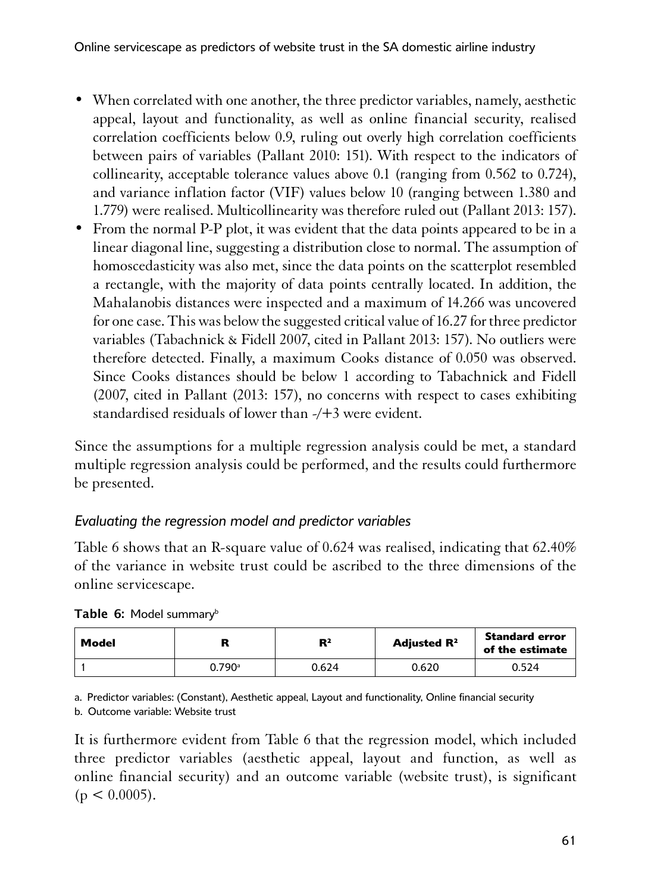- When correlated with one another, the three predictor variables, namely, aesthetic appeal, layout and functionality, as well as online financial security, realised correlation coefficients below 0.9, ruling out overly high correlation coefficients between pairs of variables (Pallant 2010: 151). With respect to the indicators of collinearity, acceptable tolerance values above 0.1 (ranging from 0.562 to 0.724), and variance inflation factor (VIF) values below 10 (ranging between 1.380 and 1.779) were realised. Multicollinearity was therefore ruled out (Pallant 2013: 157).
- From the normal P-P plot, it was evident that the data points appeared to be in a linear diagonal line, suggesting a distribution close to normal. The assumption of homoscedasticity was also met, since the data points on the scatterplot resembled a rectangle, with the majority of data points centrally located. In addition, the Mahalanobis distances were inspected and a maximum of 14.266 was uncovered for one case. This was below the suggested critical value of 16.27 for three predictor variables (Tabachnick & Fidell 2007, cited in Pallant 2013: 157). No outliers were therefore detected. Finally, a maximum Cooks distance of 0.050 was observed. Since Cooks distances should be below 1 according to Tabachnick and Fidell (2007, cited in Pallant (2013: 157), no concerns with respect to cases exhibiting standardised residuals of lower than -/+3 were evident.

Since the assumptions for a multiple regression analysis could be met, a standard multiple regression analysis could be performed, and the results could furthermore be presented.

### *Evaluating the regression model and predictor variables*

Table 6 shows that an R-square value of 0.624 was realised, indicating that 62.40% of the variance in website trust could be ascribed to the three dimensions of the online servicescape.

**Table 6:** Model summary[b]

| Model | R | $R^2$ | Adjusted $R^2$ | Standard error of the estimate |
|---|---|---|---|---|
| 1 | 0.790[a] | 0.624 | 0.620 | 0.524 |

a. Predictor variables: (Constant), Aesthetic appeal, Layout and functionality, Online financial security
b. Outcome variable: Website trust

It is furthermore evident from Table 6 that the regression model, which included three predictor variables (aesthetic appeal, layout and function, as well as online financial security) and an outcome variable (website trust), is significant ($p < 0.0005$).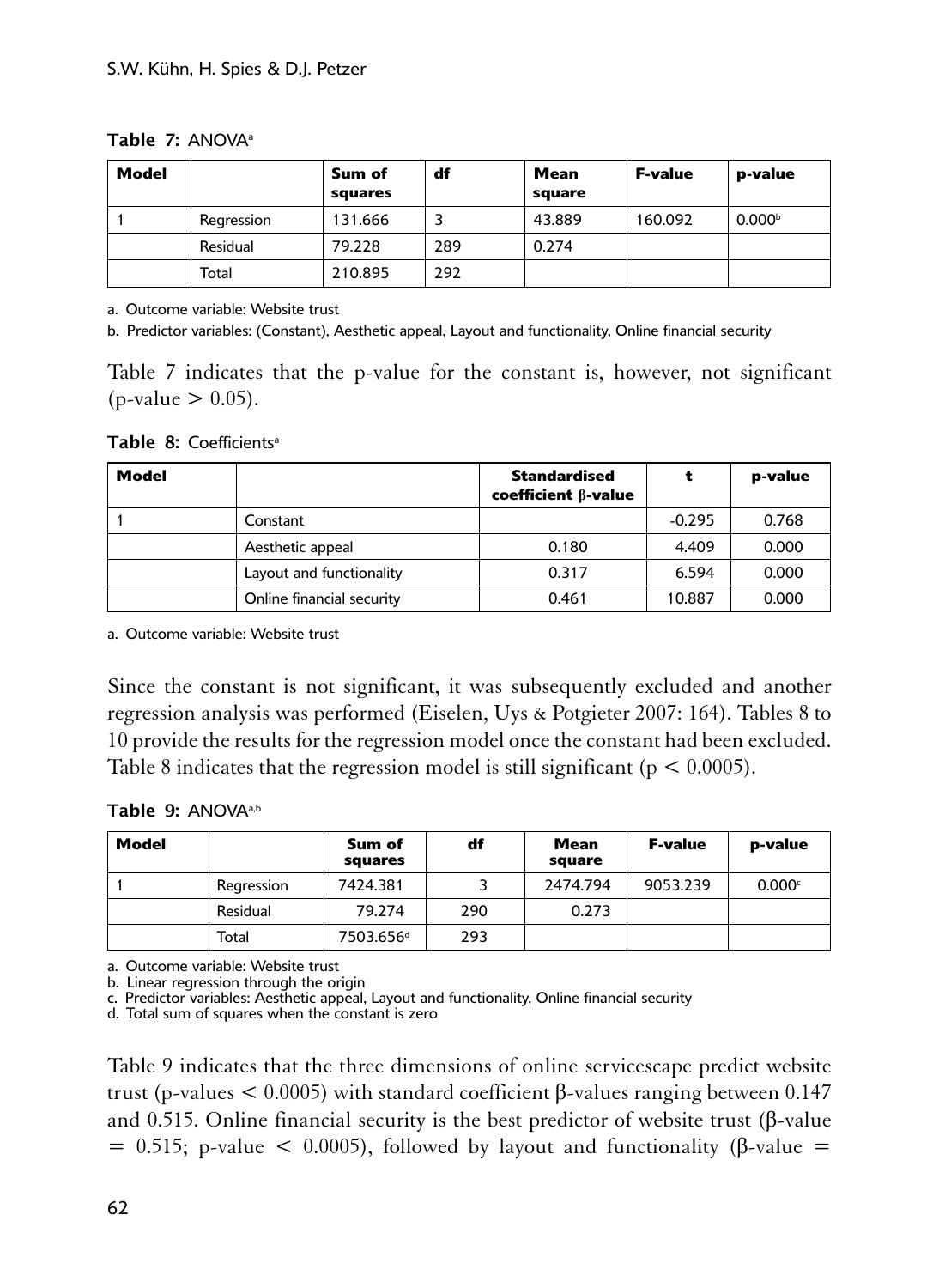**Table 7:** ANOVA[a]

| Model | | Sum of squares | df | Mean square | F-value | p-value |
| --- | --- | --- | --- | --- | --- | --- |
| 1 | Regression | 131.666 | 3 | 43.889 | 160.092 | 0.000[b] |
| | Residual | 79.228 | 289 | 0.274 | | |
| | Total | 210.895 | 292 | | | |

a. Outcome variable: Website trust

b. Predictor variables: (Constant), Aesthetic appeal, Layout and functionality, Online financial security

Table 7 indicates that the p-value for the constant is, however, not significant (p-value $> 0.05$).

**Table 8:** Coefficients[a]

| Model | | Standardised coefficient β-value | t | p-value |
| --- | --- | --- | --- | --- |
| 1 | Constant | | -0.295 | 0.768 |
| | Aesthetic appeal | 0.180 | 4.409 | 0.000 |
| | Layout and functionality | 0.317 | 6.594 | 0.000 |
| | Online financial security | 0.461 | 10.887 | 0.000 |

a. Outcome variable: Website trust

Since the constant is not significant, it was subsequently excluded and another regression analysis was performed (Eiselen, Uys & Potgieter 2007: 164). Tables 8 to 10 provide the results for the regression model once the constant had been excluded. Table 8 indicates that the regression model is still significant ($p < 0.0005$).

**Table 9:** ANOVA[a,b]

| Model | | Sum of squares | df | Mean square | F-value | p-value |
| --- | --- | --- | --- | --- | --- | --- |
| 1 | Regression | 7424.381 | 3 | 2474.794 | 9053.239 | 0.000[c] |
| | Residual | 79.274 | 290 | 0.273 | | |
| | Total | 7503.656[d] | 293 | | | |

a. Outcome variable: Website trust

b. Linear regression through the origin

c. Predictor variables: Aesthetic appeal, Layout and functionality, Online financial security

d. Total sum of squares when the constant is zero

Table 9 indicates that the three dimensions of online servicescape predict website trust (p-values $< 0.0005$) with standard coefficient β-values ranging between 0.147 and 0.515. Online financial security is the best predictor of website trust (β-value $= 0.515$; p-value $< 0.0005$), followed by layout and functionality (β-value =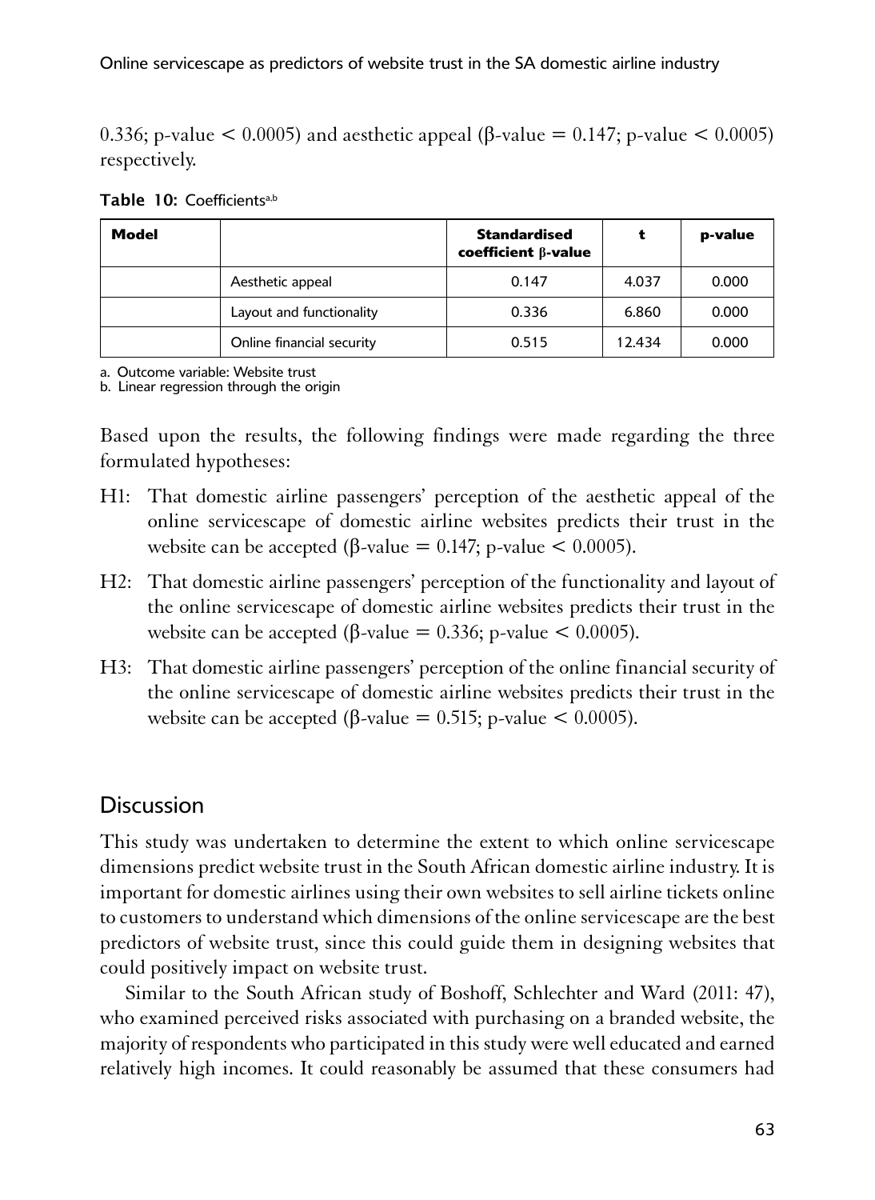0.336; p-value $< 0.0005$) and aesthetic appeal (β-value $= 0.147$; p-value $< 0.0005$) respectively.

**Table 10:** Coefficients[a,b]

| Model | | Standardised coefficient β-value | t | p-value |
|---|---|---|---|---|
| | Aesthetic appeal | 0.147 | 4.037 | 0.000 |
| | Layout and functionality | 0.336 | 6.860 | 0.000 |
| | Online financial security | 0.515 | 12.434 | 0.000 |

a. Outcome variable: Website trust
b. Linear regression through the origin

Based upon the results, the following findings were made regarding the three formulated hypotheses:

H1: That domestic airline passengers' perception of the aesthetic appeal of the online servicescape of domestic airline websites predicts their trust in the website can be accepted (β-value $= 0.147$; p-value $< 0.0005$).

H2: That domestic airline passengers' perception of the functionality and layout of the online servicescape of domestic airline websites predicts their trust in the website can be accepted (β-value $= 0.336$; p-value $< 0.0005$).

H3: That domestic airline passengers' perception of the online financial security of the online servicescape of domestic airline websites predicts their trust in the website can be accepted (β-value $= 0.515$; p-value $< 0.0005$).

## Discussion

This study was undertaken to determine the extent to which online servicescape dimensions predict website trust in the South African domestic airline industry. It is important for domestic airlines using their own websites to sell airline tickets online to customers to understand which dimensions of the online servicescape are the best predictors of website trust, since this could guide them in designing websites that could positively impact on website trust.

Similar to the South African study of Boshoff, Schlechter and Ward (2011: 47), who examined perceived risks associated with purchasing on a branded website, the majority of respondents who participated in this study were well educated and earned relatively high incomes. It could reasonably be assumed that these consumers had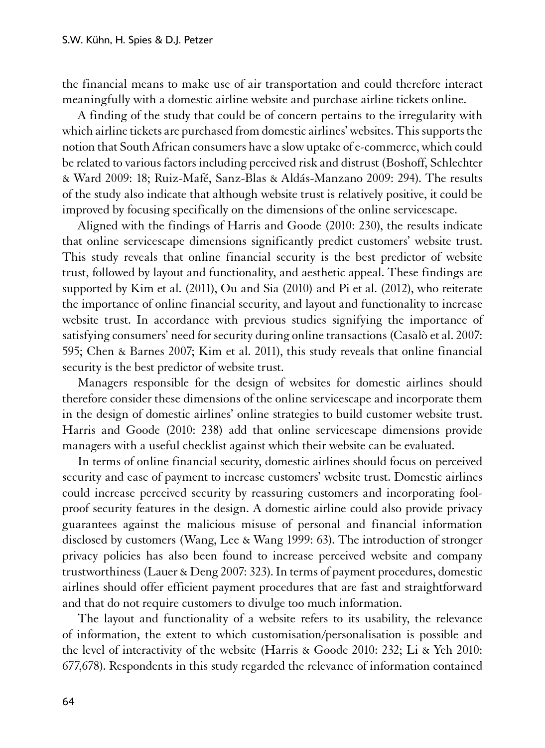the financial means to make use of air transportation and could therefore interact meaningfully with a domestic airline website and purchase airline tickets online.

A finding of the study that could be of concern pertains to the irregularity with which airline tickets are purchased from domestic airlines' websites. This supports the notion that South African consumers have a slow uptake of e-commerce, which could be related to various factors including perceived risk and distrust (Boshoff, Schlechter & Ward 2009: 18; Ruiz-Mafé, Sanz-Blas & Aldás-Manzano 2009: 294). The results of the study also indicate that although website trust is relatively positive, it could be improved by focusing specifically on the dimensions of the online servicescape.

Aligned with the findings of Harris and Goode (2010: 230), the results indicate that online servicescape dimensions significantly predict customers' website trust. This study reveals that online financial security is the best predictor of website trust, followed by layout and functionality, and aesthetic appeal. These findings are supported by Kim et al. (2011), Ou and Sia (2010) and Pi et al. (2012), who reiterate the importance of online financial security, and layout and functionality to increase website trust. In accordance with previous studies signifying the importance of satisfying consumers' need for security during online transactions (Casalò et al. 2007: 595; Chen & Barnes 2007; Kim et al. 2011), this study reveals that online financial security is the best predictor of website trust.

Managers responsible for the design of websites for domestic airlines should therefore consider these dimensions of the online servicescape and incorporate them in the design of domestic airlines' online strategies to build customer website trust. Harris and Goode (2010: 238) add that online servicescape dimensions provide managers with a useful checklist against which their website can be evaluated.

In terms of online financial security, domestic airlines should focus on perceived security and ease of payment to increase customers' website trust. Domestic airlines could increase perceived security by reassuring customers and incorporating fool-proof security features in the design. A domestic airline could also provide privacy guarantees against the malicious misuse of personal and financial information disclosed by customers (Wang, Lee & Wang 1999: 63). The introduction of stronger privacy policies has also been found to increase perceived website and company trustworthiness (Lauer & Deng 2007: 323). In terms of payment procedures, domestic airlines should offer efficient payment procedures that are fast and straightforward and that do not require customers to divulge too much information.

The layout and functionality of a website refers to its usability, the relevance of information, the extent to which customisation/personalisation is possible and the level of interactivity of the website (Harris & Goode 2010: 232; Li & Yeh 2010: 677,678). Respondents in this study regarded the relevance of information contained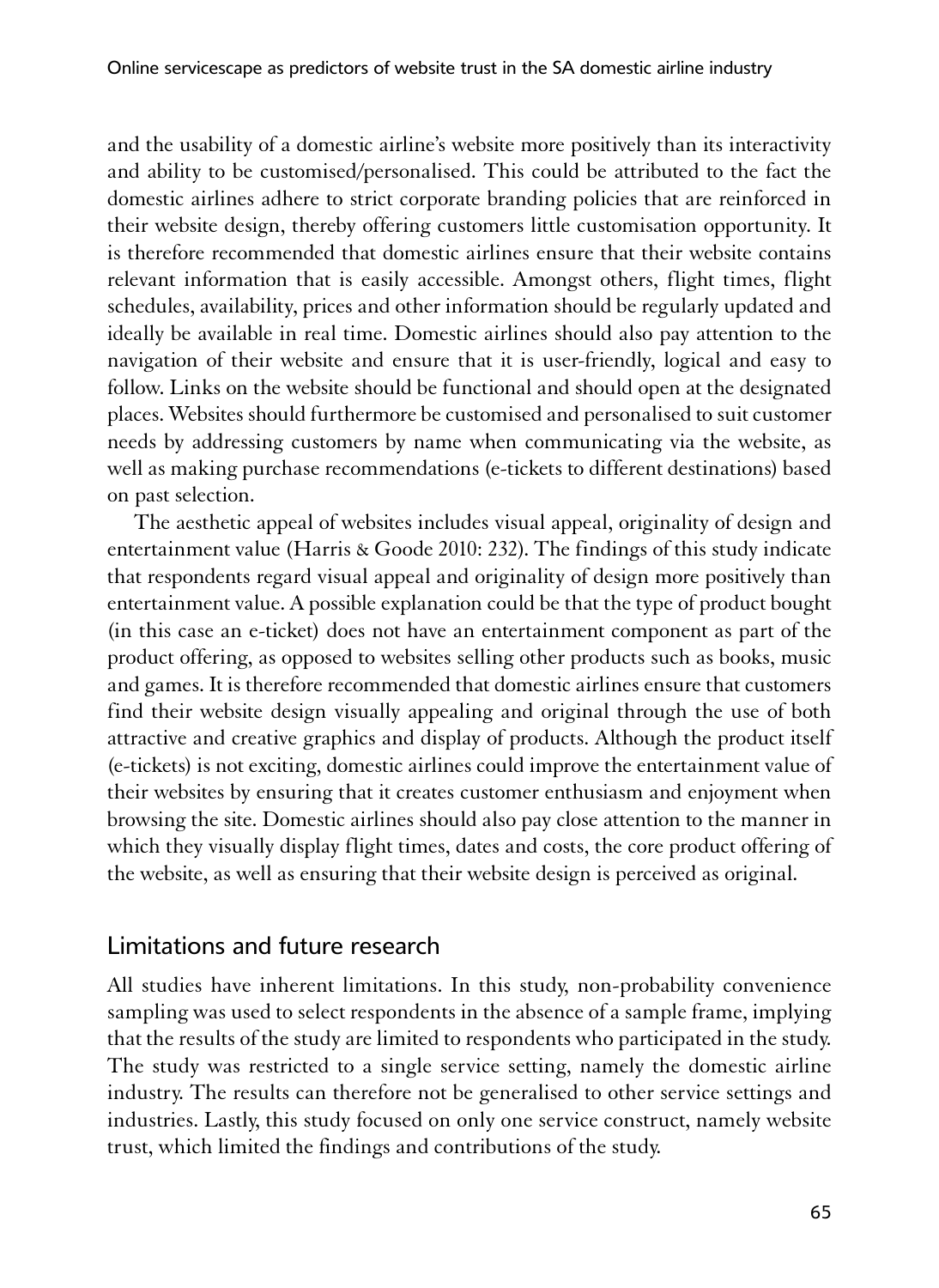and the usability of a domestic airline's website more positively than its interactivity and ability to be customised/personalised. This could be attributed to the fact the domestic airlines adhere to strict corporate branding policies that are reinforced in their website design, thereby offering customers little customisation opportunity. It is therefore recommended that domestic airlines ensure that their website contains relevant information that is easily accessible. Amongst others, flight times, flight schedules, availability, prices and other information should be regularly updated and ideally be available in real time. Domestic airlines should also pay attention to the navigation of their website and ensure that it is user-friendly, logical and easy to follow. Links on the website should be functional and should open at the designated places. Websites should furthermore be customised and personalised to suit customer needs by addressing customers by name when communicating via the website, as well as making purchase recommendations (e-tickets to different destinations) based on past selection.

The aesthetic appeal of websites includes visual appeal, originality of design and entertainment value (Harris & Goode 2010: 232). The findings of this study indicate that respondents regard visual appeal and originality of design more positively than entertainment value. A possible explanation could be that the type of product bought (in this case an e-ticket) does not have an entertainment component as part of the product offering, as opposed to websites selling other products such as books, music and games. It is therefore recommended that domestic airlines ensure that customers find their website design visually appealing and original through the use of both attractive and creative graphics and display of products. Although the product itself (e-tickets) is not exciting, domestic airlines could improve the entertainment value of their websites by ensuring that it creates customer enthusiasm and enjoyment when browsing the site. Domestic airlines should also pay close attention to the manner in which they visually display flight times, dates and costs, the core product offering of the website, as well as ensuring that their website design is perceived as original.

## Limitations and future research

All studies have inherent limitations. In this study, non-probability convenience sampling was used to select respondents in the absence of a sample frame, implying that the results of the study are limited to respondents who participated in the study. The study was restricted to a single service setting, namely the domestic airline industry. The results can therefore not be generalised to other service settings and industries. Lastly, this study focused on only one service construct, namely website trust, which limited the findings and contributions of the study.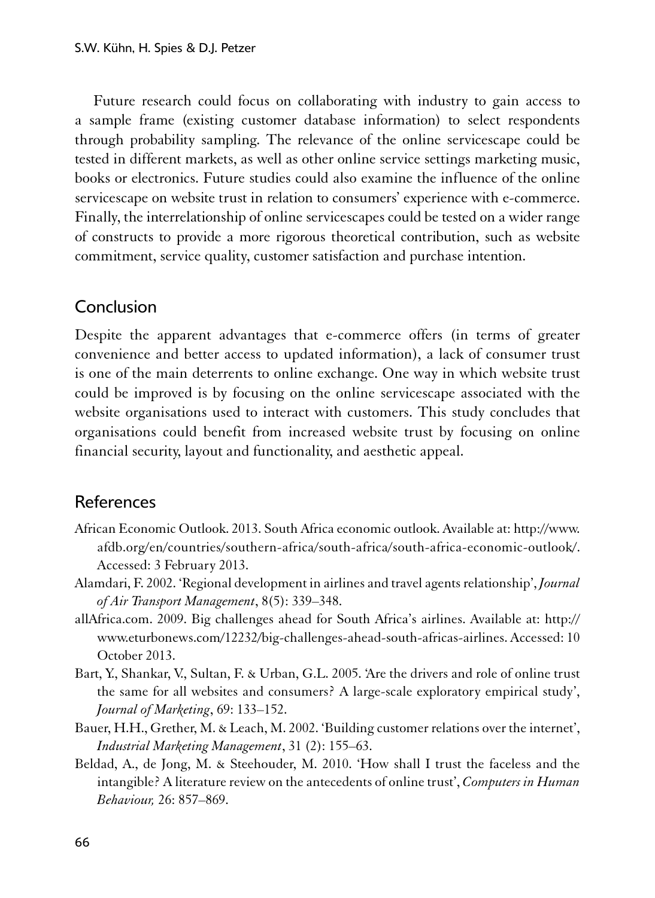Future research could focus on collaborating with industry to gain access to a sample frame (existing customer database information) to select respondents through probability sampling. The relevance of the online servicescape could be tested in different markets, as well as other online service settings marketing music, books or electronics. Future studies could also examine the influence of the online servicescape on website trust in relation to consumers' experience with e-commerce. Finally, the interrelationship of online servicescapes could be tested on a wider range of constructs to provide a more rigorous theoretical contribution, such as website commitment, service quality, customer satisfaction and purchase intention.

## Conclusion

Despite the apparent advantages that e-commerce offers (in terms of greater convenience and better access to updated information), a lack of consumer trust is one of the main deterrents to online exchange. One way in which website trust could be improved is by focusing on the online servicescape associated with the website organisations used to interact with customers. This study concludes that organisations could benefit from increased website trust by focusing on online financial security, layout and functionality, and aesthetic appeal.

## References

African Economic Outlook. 2013. South Africa economic outlook. Available at: http://www.afdb.org/en/countries/southern-africa/south-africa/south-africa-economic-outlook/. Accessed: 3 February 2013.

Alamdari, F. 2002. 'Regional development in airlines and travel agents relationship', *Journal of Air Transport Management*, 8(5): 339–348.

allAfrica.com. 2009. Big challenges ahead for South Africa's airlines. Available at: http://www.eturbonews.com/12232/big-challenges-ahead-south-africas-airlines. Accessed: 10 October 2013.

Bart, Y., Shankar, V., Sultan, F. & Urban, G.L. 2005. 'Are the drivers and role of online trust the same for all websites and consumers? A large-scale exploratory empirical study', *Journal of Marketing*, 69: 133–152.

Bauer, H.H., Grether, M. & Leach, M. 2002. 'Building customer relations over the internet', *Industrial Marketing Management*, 31 (2): 155–63.

Beldad, A., de Jong, M. & Steehouder, M. 2010. 'How shall I trust the faceless and the intangible? A literature review on the antecedents of online trust', *Computers in Human Behaviour,* 26: 857–869.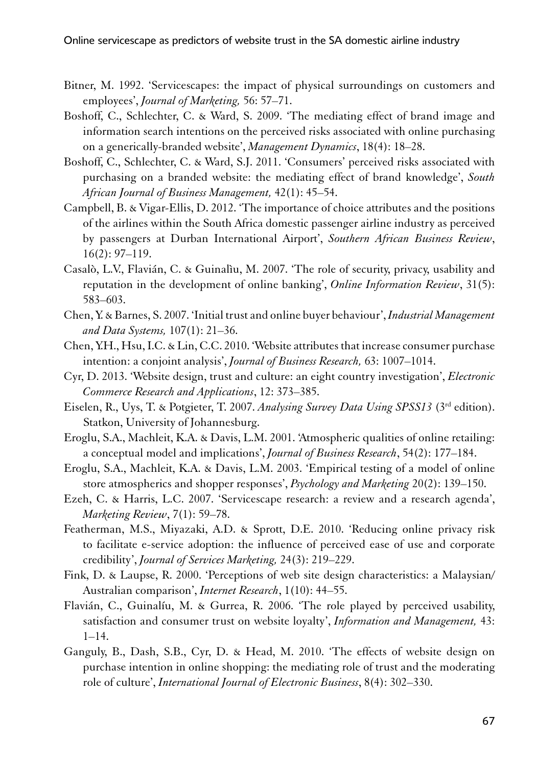Bitner, M. 1992. 'Servicescapes: the impact of physical surroundings on customers and employees', *Journal of Marketing,* 56: 57–71.

Boshoff, C., Schlechter, C. & Ward, S. 2009. 'The mediating effect of brand image and information search intentions on the perceived risks associated with online purchasing on a generically-branded website', *Management Dynamics*, 18(4): 18–28.

Boshoff, C., Schlechter, C. & Ward, S.J. 2011. 'Consumers' perceived risks associated with purchasing on a branded website: the mediating effect of brand knowledge', *South African Journal of Business Management,* 42(1): 45–54.

Campbell, B. & Vigar-Ellis, D. 2012. 'The importance of choice attributes and the positions of the airlines within the South Africa domestic passenger airline industry as perceived by passengers at Durban International Airport', *Southern African Business Review*, 16(2): 97–119.

Casalò, L.V., Flavián, C. & Guinalìu, M. 2007. 'The role of security, privacy, usability and reputation in the development of online banking', *Online Information Review*, 31(5): 583–603.

Chen, Y. & Barnes, S. 2007. 'Initial trust and online buyer behaviour', *Industrial Management and Data Systems,* 107(1): 21–36.

Chen, Y.H., Hsu, I.C. & Lin, C.C. 2010. 'Website attributes that increase consumer purchase intention: a conjoint analysis', *Journal of Business Research,* 63: 1007–1014.

Cyr, D. 2013. 'Website design, trust and culture: an eight country investigation', *Electronic Commerce Research and Applications*, 12: 373–385.

Eiselen, R., Uys, T. & Potgieter, T. 2007. *Analysing Survey Data Using SPSS13* (3rd edition). Statkon, University of Johannesburg.

Eroglu, S.A., Machleit, K.A. & Davis, L.M. 2001. 'Atmospheric qualities of online retailing: a conceptual model and implications', *Journal of Business Research*, 54(2): 177–184.

Eroglu, S.A., Machleit, K.A. & Davis, L.M. 2003. 'Empirical testing of a model of online store atmospherics and shopper responses', *Psychology and Marketing* 20(2): 139–150.

Ezeh, C. & Harris, L.C. 2007. 'Servicescape research: a review and a research agenda', *Marketing Review*, 7(1): 59–78.

Featherman, M.S., Miyazaki, A.D. & Sprott, D.E. 2010. 'Reducing online privacy risk to facilitate e-service adoption: the influence of perceived ease of use and corporate credibility', *Journal of Services Marketing,* 24(3): 219–229.

Fink, D. & Laupse, R. 2000. 'Perceptions of web site design characteristics: a Malaysian/Australian comparison', *Internet Research*, 1(10): 44–55.

Flavián, C., Guinalíu, M. & Gurrea, R. 2006. 'The role played by perceived usability, satisfaction and consumer trust on website loyalty', *Information and Management,* 43: 1–14.

Ganguly, B., Dash, S.B., Cyr, D. & Head, M. 2010. 'The effects of website design on purchase intention in online shopping: the mediating role of trust and the moderating role of culture', *International Journal of Electronic Business*, 8(4): 302–330.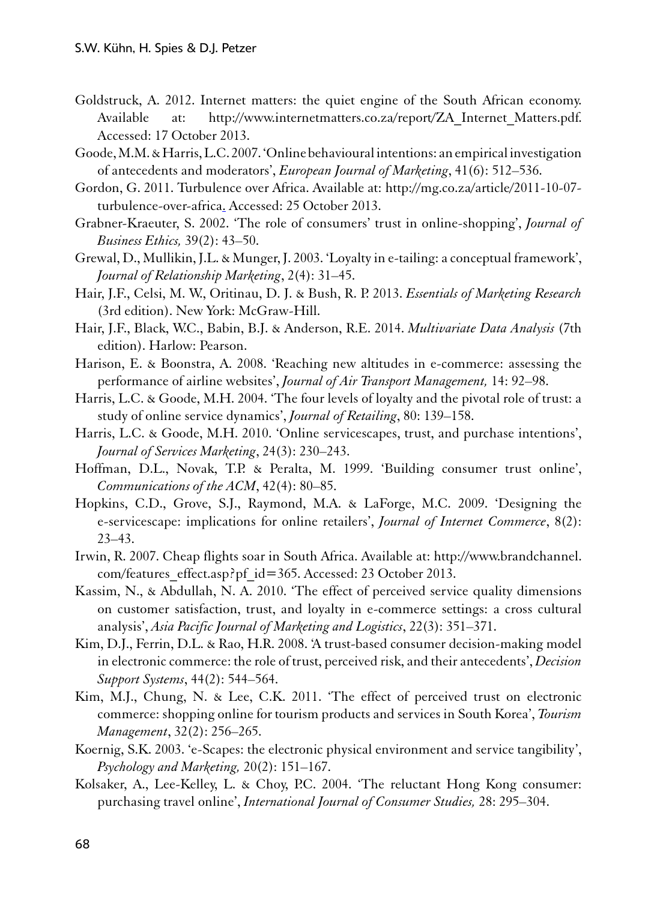Goldstruck, A. 2012. Internet matters: the quiet engine of the South African economy. Available at: http://www.internetmatters.co.za/report/ZA_Internet_Matters.pdf. Accessed: 17 October 2013.

Goode, M.M. & Harris, L.C. 2007. 'Online behavioural intentions: an empirical investigation of antecedents and moderators', *European Journal of Marketing*, 41(6): 512–536.

Gordon, G. 2011. Turbulence over Africa. Available at: http://mg.co.za/article/2011-10-07-turbulence-over-africa. Accessed: 25 October 2013.

Grabner-Kraeuter, S. 2002. 'The role of consumers' trust in online-shopping', *Journal of Business Ethics,* 39(2): 43–50.

Grewal, D., Mullikin, J.L. & Munger, J. 2003. 'Loyalty in e-tailing: a conceptual framework', *Journal of Relationship Marketing*, 2(4): 31–45.

Hair, J.F., Celsi, M. W., Oritinau, D. J. & Bush, R. P. 2013. *Essentials of Marketing Research* (3rd edition). New York: McGraw-Hill.

Hair, J.F., Black, W.C., Babin, B.J. & Anderson, R.E. 2014. *Multivariate Data Analysis* (7th edition). Harlow: Pearson.

Harison, E. & Boonstra, A. 2008. 'Reaching new altitudes in e-commerce: assessing the performance of airline websites', *Journal of Air Transport Management,* 14: 92–98.

Harris, L.C. & Goode, M.H. 2004. 'The four levels of loyalty and the pivotal role of trust: a study of online service dynamics', *Journal of Retailing*, 80: 139–158.

Harris, L.C. & Goode, M.H. 2010. 'Online servicescapes, trust, and purchase intentions', *Journal of Services Marketing*, 24(3): 230–243.

Hoffman, D.L., Novak, T.P. & Peralta, M. 1999. 'Building consumer trust online', *Communications of the ACM*, 42(4): 80–85.

Hopkins, C.D., Grove, S.J., Raymond, M.A. & LaForge, M.C. 2009. 'Designing the e-servicescape: implications for online retailers', *Journal of Internet Commerce*, 8(2): 23–43.

Irwin, R. 2007. Cheap flights soar in South Africa. Available at: http://www.brandchannel.com/features_effect.asp?pf_id=365. Accessed: 23 October 2013.

Kassim, N., & Abdullah, N. A. 2010. 'The effect of perceived service quality dimensions on customer satisfaction, trust, and loyalty in e-commerce settings: a cross cultural analysis', *Asia Pacific Journal of Marketing and Logistics*, 22(3): 351–371.

Kim, D.J., Ferrin, D.L. & Rao, H.R. 2008. 'A trust-based consumer decision-making model in electronic commerce: the role of trust, perceived risk, and their antecedents', *Decision Support Systems*, 44(2): 544–564.

Kim, M.J., Chung, N. & Lee, C.K. 2011. 'The effect of perceived trust on electronic commerce: shopping online for tourism products and services in South Korea', *Tourism Management*, 32(2): 256–265.

Koernig, S.K. 2003. 'e-Scapes: the electronic physical environment and service tangibility', *Psychology and Marketing,* 20(2): 151–167.

Kolsaker, A., Lee-Kelley, L. & Choy, P.C. 2004. 'The reluctant Hong Kong consumer: purchasing travel online', *International Journal of Consumer Studies,* 28: 295–304.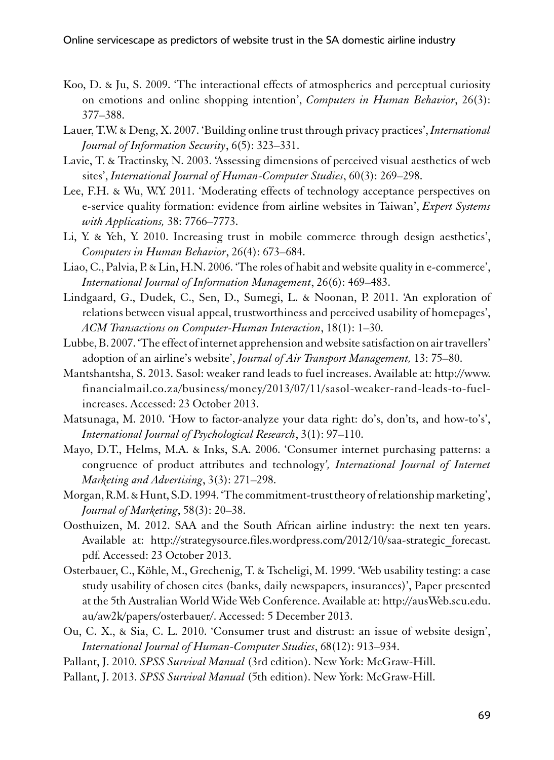Koo, D. & Ju, S. 2009. 'The interactional effects of atmospherics and perceptual curiosity on emotions and online shopping intention', *Computers in Human Behavior*, 26(3): 377–388.

Lauer, T.W. & Deng, X. 2007. 'Building online trust through privacy practices', *International Journal of Information Security*, 6(5): 323–331.

Lavie, T. & Tractinsky, N. 2003. 'Assessing dimensions of perceived visual aesthetics of web sites', *International Journal of Human-Computer Studies*, 60(3): 269–298.

Lee, F.H. & Wu, W.Y. 2011. 'Moderating effects of technology acceptance perspectives on e-service quality formation: evidence from airline websites in Taiwan', *Expert Systems with Applications,* 38: 7766–7773.

Li, Y. & Yeh, Y. 2010. Increasing trust in mobile commerce through design aesthetics', *Computers in Human Behavior*, 26(4): 673–684.

Liao, C., Palvia, P. & Lin, H.N. 2006. 'The roles of habit and website quality in e-commerce', *International Journal of Information Management*, 26(6): 469–483.

Lindgaard, G., Dudek, C., Sen, D., Sumegi, L. & Noonan, P. 2011. 'An exploration of relations between visual appeal, trustworthiness and perceived usability of homepages', *ACM Transactions on Computer-Human Interaction*, 18(1): 1–30.

Lubbe, B. 2007. 'The effect of internet apprehension and website satisfaction on air travellers' adoption of an airline's website', *Journal of Air Transport Management,* 13: 75–80.

Mantshantsha, S. 2013. Sasol: weaker rand leads to fuel increases. Available at: http://www.financialmail.co.za/business/money/2013/07/11/sasol-weaker-rand-leads-to-fuel-increases. Accessed: 23 October 2013.

Matsunaga, M. 2010. 'How to factor-analyze your data right: do's, don'ts, and how-to's', *International Journal of Psychological Research*, 3(1): 97–110.

Mayo, D.T., Helms, M.A. & Inks, S.A. 2006. 'Consumer internet purchasing patterns: a congruence of product attributes and technology', *International Journal of Internet Marketing and Advertising*, 3(3): 271–298.

Morgan, R.M. & Hunt, S.D. 1994. 'The commitment-trust theory of relationship marketing', *Journal of Marketing*, 58(3): 20–38.

Oosthuizen, M. 2012. SAA and the South African airline industry: the next ten years. Available at: http://strategysource.files.wordpress.com/2012/10/saa-strategic_forecast.pdf. Accessed: 23 October 2013.

Osterbauer, C., Köhle, M., Grechenig, T. & Tscheligi, M. 1999. 'Web usability testing: a case study usability of chosen cites (banks, daily newspapers, insurances)', Paper presented at the 5th Australian World Wide Web Conference. Available at: http://ausWeb.scu.edu.au/aw2k/papers/osterbauer/. Accessed: 5 December 2013.

Ou, C. X., & Sia, C. L. 2010. 'Consumer trust and distrust: an issue of website design', *International Journal of Human-Computer Studies*, 68(12): 913–934.

Pallant, J. 2010. *SPSS Survival Manual* (3rd edition). New York: McGraw-Hill.

Pallant, J. 2013. *SPSS Survival Manual* (5th edition). New York: McGraw-Hill.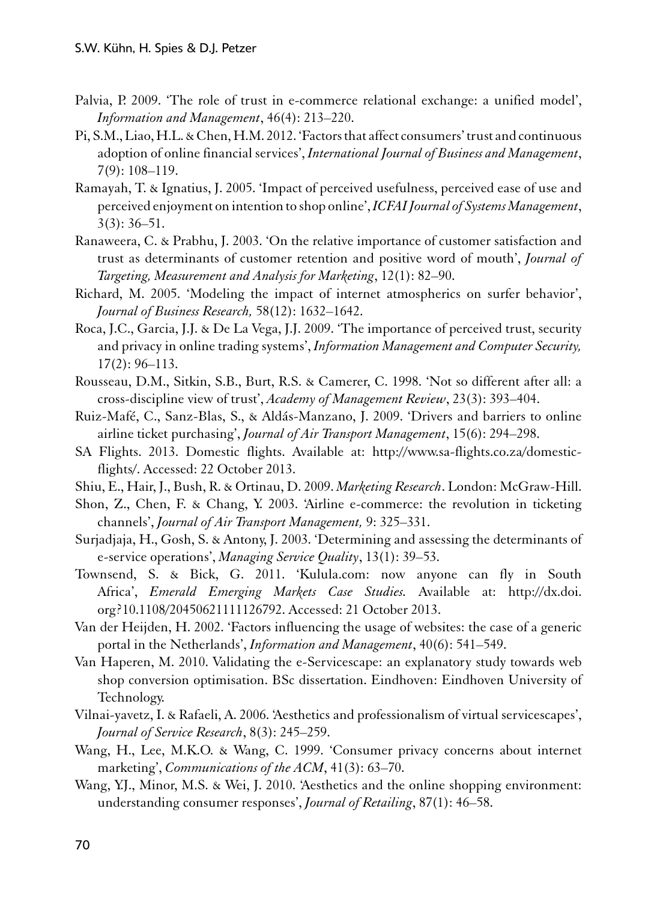Palvia, P. 2009. 'The role of trust in e-commerce relational exchange: a unified model', *Information and Management*, 46(4): 213–220.

Pi, S.M., Liao, H.L. & Chen, H.M. 2012. 'Factors that affect consumers' trust and continuous adoption of online financial services', *International Journal of Business and Management*, 7(9): 108–119.

Ramayah, T. & Ignatius, J. 2005. 'Impact of perceived usefulness, perceived ease of use and perceived enjoyment on intention to shop online', *ICFAI Journal of Systems Management*, 3(3): 36–51.

Ranaweera, C. & Prabhu, J. 2003. 'On the relative importance of customer satisfaction and trust as determinants of customer retention and positive word of mouth', *Journal of Targeting, Measurement and Analysis for Marketing*, 12(1): 82–90.

Richard, M. 2005. 'Modeling the impact of internet atmospherics on surfer behavior', *Journal of Business Research,* 58(12): 1632–1642.

Roca, J.C., Garcia, J.J. & De La Vega, J.J. 2009. 'The importance of perceived trust, security and privacy in online trading systems', *Information Management and Computer Security,* 17(2): 96–113.

Rousseau, D.M., Sitkin, S.B., Burt, R.S. & Camerer, C. 1998. 'Not so different after all: a cross-discipline view of trust', *Academy of Management Review*, 23(3): 393–404.

Ruiz-Mafé, C., Sanz-Blas, S., & Aldás-Manzano, J. 2009. 'Drivers and barriers to online airline ticket purchasing', *Journal of Air Transport Management*, 15(6): 294–298.

SA Flights. 2013. Domestic flights. Available at: http://www.sa-flights.co.za/domestic-flights/. Accessed: 22 October 2013.

Shiu, E., Hair, J., Bush, R. & Ortinau, D. 2009. *Marketing Research*. London: McGraw-Hill.

Shon, Z., Chen, F. & Chang, Y. 2003. 'Airline e-commerce: the revolution in ticketing channels', *Journal of Air Transport Management,* 9: 325–331.

Surjadjaja, H., Gosh, S. & Antony, J. 2003. 'Determining and assessing the determinants of e-service operations', *Managing Service Quality*, 13(1): 39–53.

Townsend, S. & Bick, G. 2011. 'Kulula.com: now anyone can fly in South Africa', *Emerald Emerging Markets Case Studies.* Available at: http://dx.doi.org?10.1108/20450621111126792. Accessed: 21 October 2013.

Van der Heijden, H. 2002. 'Factors influencing the usage of websites: the case of a generic portal in the Netherlands', *Information and Management*, 40(6): 541–549.

Van Haperen, M. 2010. Validating the e-Servicescape: an explanatory study towards web shop conversion optimisation. BSc dissertation. Eindhoven: Eindhoven University of Technology.

Vilnai-yavetz, I. & Rafaeli, A. 2006. 'Aesthetics and professionalism of virtual servicescapes', *Journal of Service Research*, 8(3): 245–259.

Wang, H., Lee, M.K.O. & Wang, C. 1999. 'Consumer privacy concerns about internet marketing', *Communications of the ACM*, 41(3): 63–70.

Wang, Y.J., Minor, M.S. & Wei, J. 2010. 'Aesthetics and the online shopping environment: understanding consumer responses', *Journal of Retailing*, 87(1): 46–58.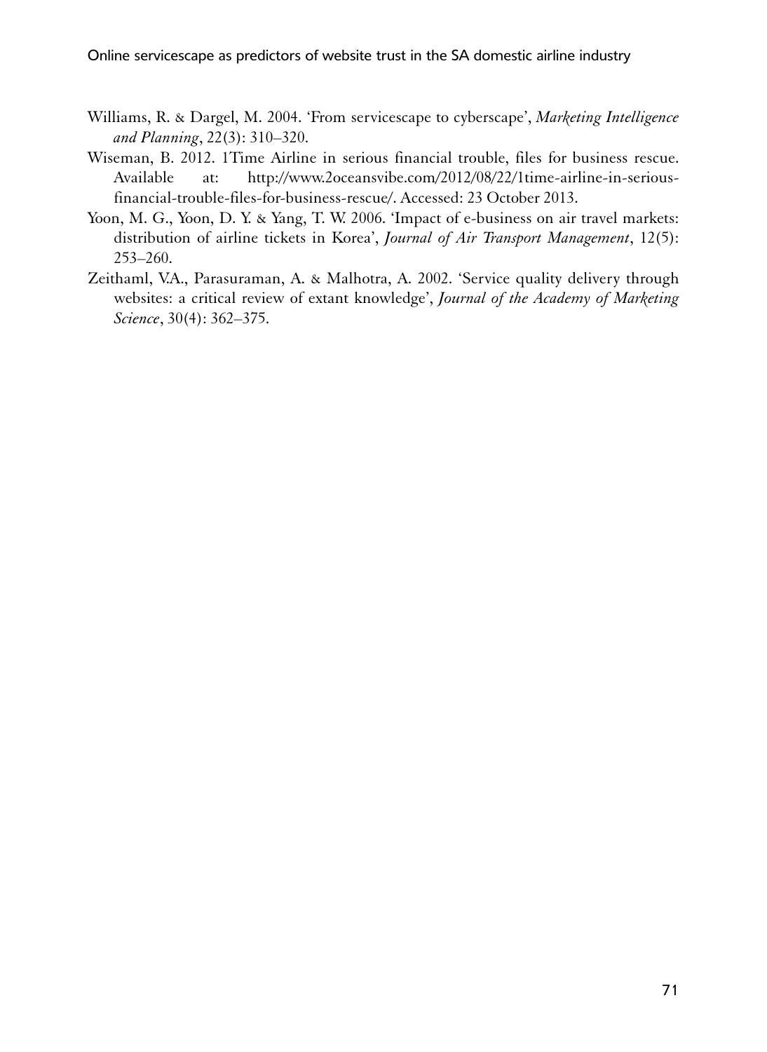Williams, R. & Dargel, M. 2004. 'From servicescape to cyberscape', *Marketing Intelligence and Planning*, 22(3): 310–320.

Wiseman, B. 2012. 1Time Airline in serious financial trouble, files for business rescue. Available at: http://www.2oceansvibe.com/2012/08/22/1time-airline-in-serious-financial-trouble-files-for-business-rescue/. Accessed: 23 October 2013.

Yoon, M. G., Yoon, D. Y. & Yang, T. W. 2006. 'Impact of e-business on air travel markets: distribution of airline tickets in Korea', *Journal of Air Transport Management*, 12(5): 253–260.

Zeithaml, V.A., Parasuraman, A. & Malhotra, A. 2002. 'Service quality delivery through websites: a critical review of extant knowledge', *Journal of the Academy of Marketing Science*, 30(4): 362–375.